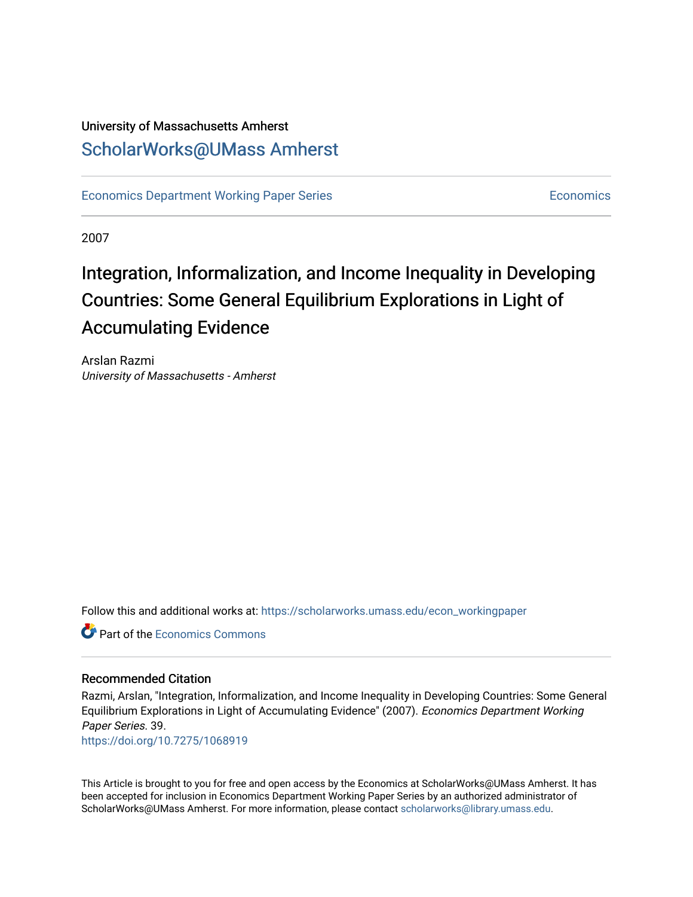University of Massachusetts Amherst

# ScholarWorks@UMass Amherst

Economics Department Working Paper Series

Economics

2007

# Integration, Informalization, and Income Inequality in Developing Countries: Some General Equilibrium Explorations in Light of Accumulating Evidence

Arslan Razmi

*University of Massachusetts - Amherst*

Follow this and additional works at: https://scholarworks.umass.edu/econ_workingpaper

Part of the Economics Commons

## Recommended Citation

Razmi, Arslan, "Integration, Informalization, and Income Inequality in Developing Countries: Some General Equilibrium Explorations in Light of Accumulating Evidence" (2007). *Economics Department Working Paper Series*. 39.

https://doi.org/10.7275/1068919

This Article is brought to you for free and open access by the Economics at ScholarWorks@UMass Amherst. It has been accepted for inclusion in Economics Department Working Paper Series by an authorized administrator of ScholarWorks@UMass Amherst. For more information, please contact scholarworks@library.umass.edu.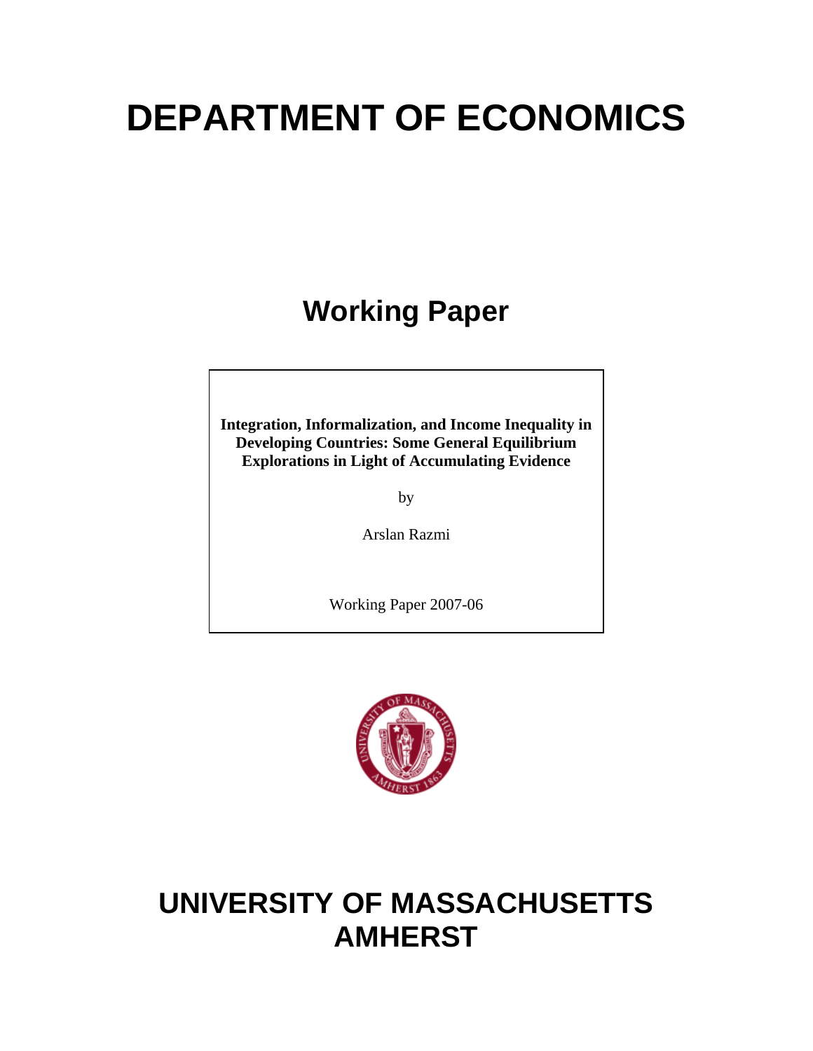# DEPARTMENT OF ECONOMICS

## Working Paper

**Integration, Informalization, and Income Inequality in Developing Countries: Some General Equilibrium Explorations in Light of Accumulating Evidence**

by

Arslan Razmi

Working Paper 2007-06

# UNIVERSITY OF MASSACHUSETTS AMHERST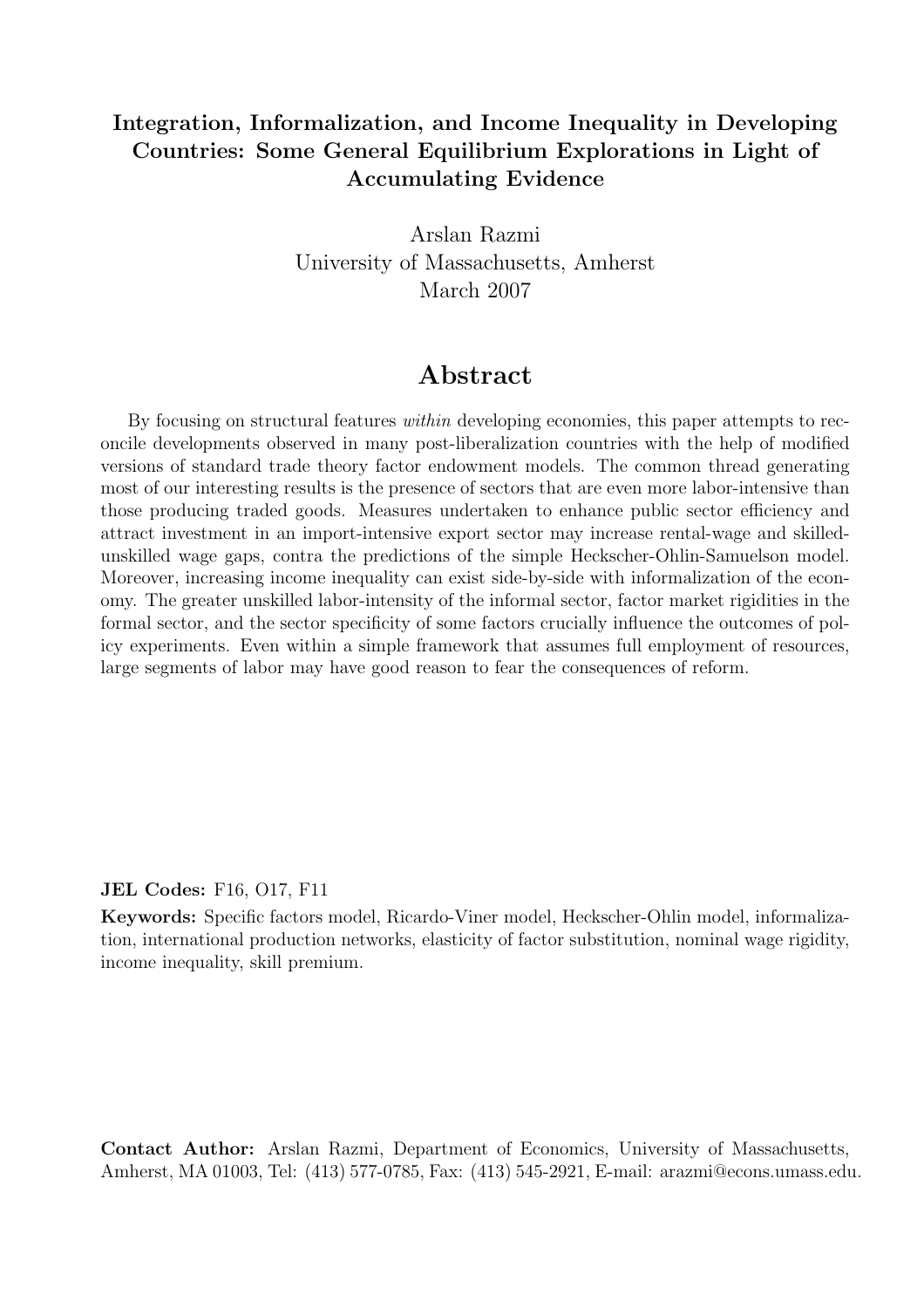**Integration, Informalization, and Income Inequality in Developing Countries: Some General Equilibrium Explorations in Light of Accumulating Evidence**

Arslan Razmi
University of Massachusetts, Amherst
March 2007

## Abstract

By focusing on structural features *within* developing economies, this paper attempts to reconcile developments observed in many post-liberalization countries with the help of modified versions of standard trade theory factor endowment models. The common thread generating most of our interesting results is the presence of sectors that are even more labor-intensive than those producing traded goods. Measures undertaken to enhance public sector efficiency and attract investment in an import-intensive export sector may increase rental-wage and skilled-unskilled wage gaps, contra the predictions of the simple Heckscher-Ohlin-Samuelson model. Moreover, increasing income inequality can exist side-by-side with informalization of the economy. The greater unskilled labor-intensity of the informal sector, factor market rigidities in the formal sector, and the sector specificity of some factors crucially influence the outcomes of policy experiments. Even within a simple framework that assumes full employment of resources, large segments of labor may have good reason to fear the consequences of reform.

**JEL Codes:** F16, O17, F11

**Keywords:** Specific factors model, Ricardo-Viner model, Heckscher-Ohlin model, informalization, international production networks, elasticity of factor substitution, nominal wage rigidity, income inequality, skill premium.

**Contact Author:** Arslan Razmi, Department of Economics, University of Massachusetts, Amherst, MA 01003, Tel: (413) 577-0785, Fax: (413) 545-2921, E-mail: arazmi@econs.umass.edu.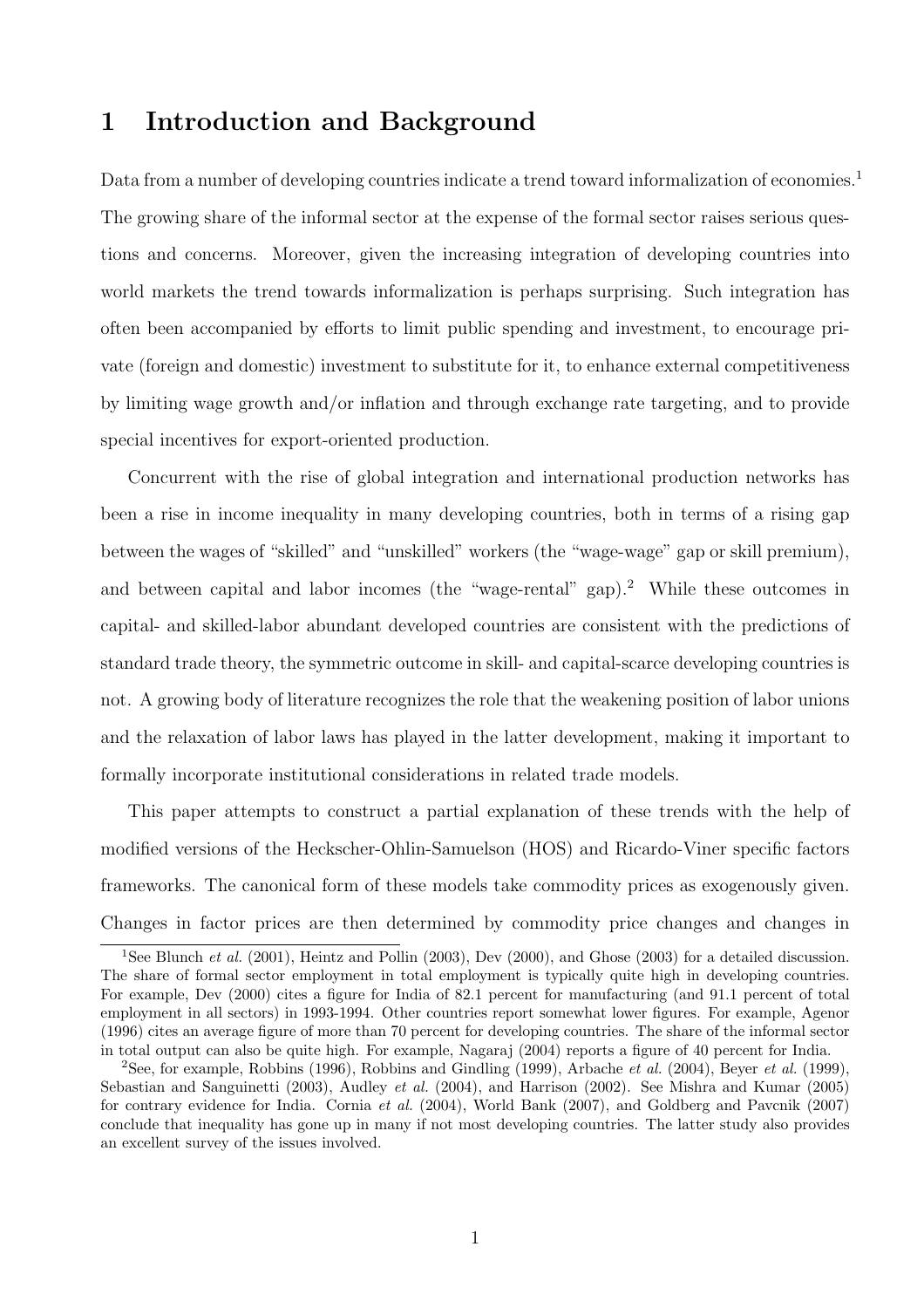# 1 Introduction and Background

Data from a number of developing countries indicate a trend toward informalization of economies.[1] The growing share of the informal sector at the expense of the formal sector raises serious questions and concerns. Moreover, given the increasing integration of developing countries into world markets the trend towards informalization is perhaps surprising. Such integration has often been accompanied by efforts to limit public spending and investment, to encourage private (foreign and domestic) investment to substitute for it, to enhance external competitiveness by limiting wage growth and/or inflation and through exchange rate targeting, and to provide special incentives for export-oriented production.

Concurrent with the rise of global integration and international production networks has been a rise in income inequality in many developing countries, both in terms of a rising gap between the wages of "skilled" and "unskilled" workers (the "wage-wage" gap or skill premium), and between capital and labor incomes (the "wage-rental" gap).[2] While these outcomes in capital- and skilled-labor abundant developed countries are consistent with the predictions of standard trade theory, the symmetric outcome in skill- and capital-scarce developing countries is not. A growing body of literature recognizes the role that the weakening position of labor unions and the relaxation of labor laws has played in the latter development, making it important to formally incorporate institutional considerations in related trade models.

This paper attempts to construct a partial explanation of these trends with the help of modified versions of the Heckscher-Ohlin-Samuelson (HOS) and Ricardo-Viner specific factors frameworks. The canonical form of these models take commodity prices as exogenously given. Changes in factor prices are then determined by commodity price changes and changes in

---

[1] See Blunch *et al.* (2001), Heintz and Pollin (2003), Dev (2000), and Ghose (2003) for a detailed discussion. The share of formal sector employment in total employment is typically quite high in developing countries. For example, Dev (2000) cites a figure for India of 82.1 percent for manufacturing (and 91.1 percent of total employment in all sectors) in 1993-1994. Other countries report somewhat lower figures. For example, Agenor (1996) cites an average figure of more than 70 percent for developing countries. The share of the informal sector in total output can also be quite high. For example, Nagaraj (2004) reports a figure of 40 percent for India.

[2] See, for example, Robbins (1996), Robbins and Gindling (1999), Arbache *et al.* (2004), Beyer *et al.* (1999), Sebastian and Sanguinetti (2003), Audley *et al.* (2004), and Harrison (2002). See Mishra and Kumar (2005) for contrary evidence for India. Cornia *et al.* (2004), World Bank (2007), and Goldberg and Pavcnik (2007) conclude that inequality has gone up in many if not most developing countries. The latter study also provides an excellent survey of the issues involved.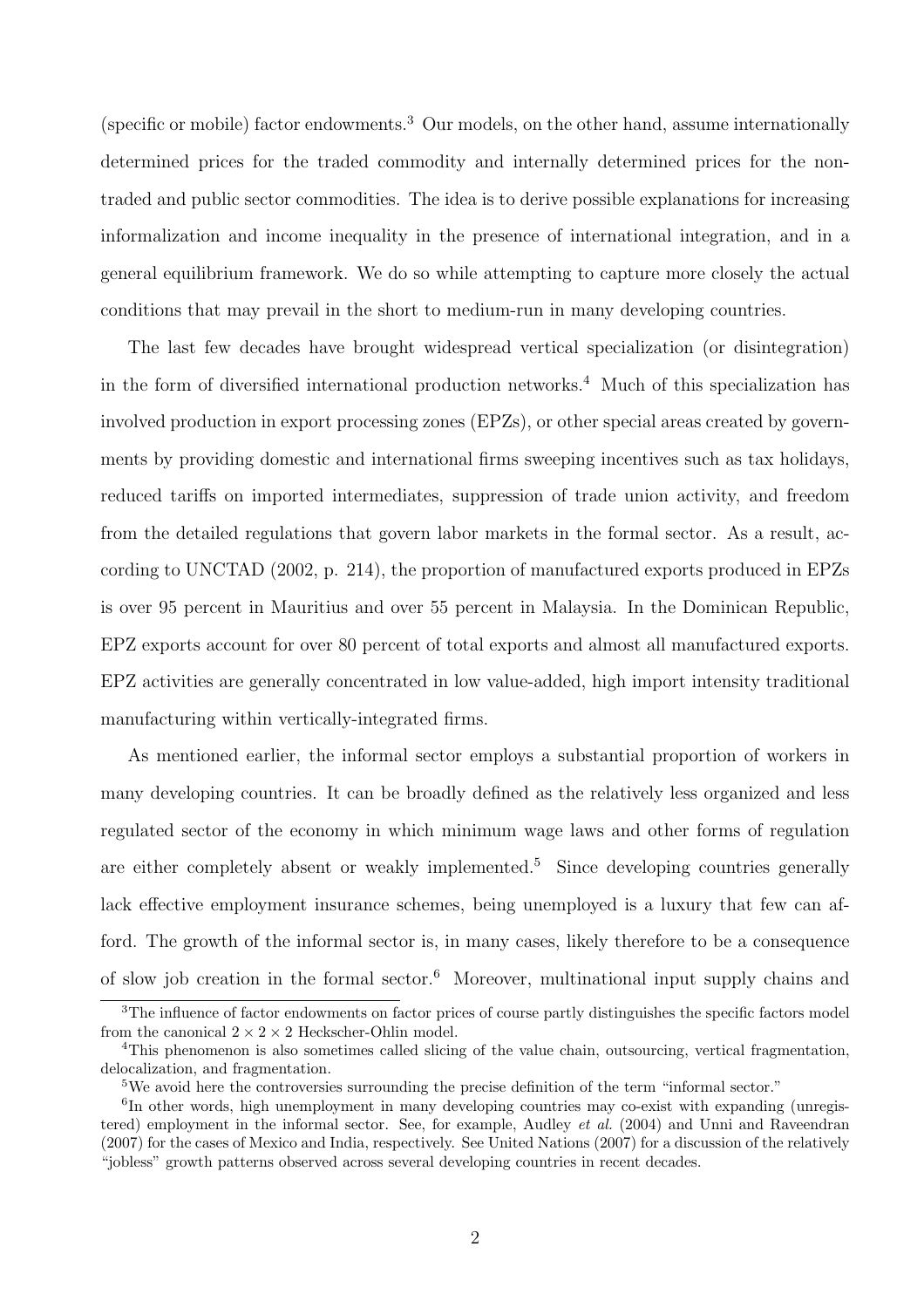(specific or mobile) factor endowments.[3] Our models, on the other hand, assume internationally determined prices for the traded commodity and internally determined prices for the non-traded and public sector commodities. The idea is to derive possible explanations for increasing informalization and income inequality in the presence of international integration, and in a general equilibrium framework. We do so while attempting to capture more closely the actual conditions that may prevail in the short to medium-run in many developing countries.

The last few decades have brought widespread vertical specialization (or disintegration) in the form of diversified international production networks.[4] Much of this specialization has involved production in export processing zones (EPZs), or other special areas created by governments by providing domestic and international firms sweeping incentives such as tax holidays, reduced tariffs on imported intermediates, suppression of trade union activity, and freedom from the detailed regulations that govern labor markets in the formal sector. As a result, according to UNCTAD (2002, p. 214), the proportion of manufactured exports produced in EPZs is over 95 percent in Mauritius and over 55 percent in Malaysia. In the Dominican Republic, EPZ exports account for over 80 percent of total exports and almost all manufactured exports. EPZ activities are generally concentrated in low value-added, high import intensity traditional manufacturing within vertically-integrated firms.

As mentioned earlier, the informal sector employs a substantial proportion of workers in many developing countries. It can be broadly defined as the relatively less organized and less regulated sector of the economy in which minimum wage laws and other forms of regulation are either completely absent or weakly implemented.[5] Since developing countries generally lack effective employment insurance schemes, being unemployed is a luxury that few can afford. The growth of the informal sector is, in many cases, likely therefore to be a consequence of slow job creation in the formal sector.[6] Moreover, multinational input supply chains and

[3] The influence of factor endowments on factor prices of course partly distinguishes the specific factors model from the canonical $2 \times 2 \times 2$ Heckscher-Ohlin model.

[4] This phenomenon is also sometimes called slicing of the value chain, outsourcing, vertical fragmentation, delocalization, and fragmentation.

[5] We avoid here the controversies surrounding the precise definition of the term "informal sector."

[6] In other words, high unemployment in many developing countries may co-exist with expanding (unregistered) employment in the informal sector. See, for example, Audley *et al.* (2004) and Unni and Raveendran (2007) for the cases of Mexico and India, respectively. See United Nations (2007) for a discussion of the relatively "jobless" growth patterns observed across several developing countries in recent decades.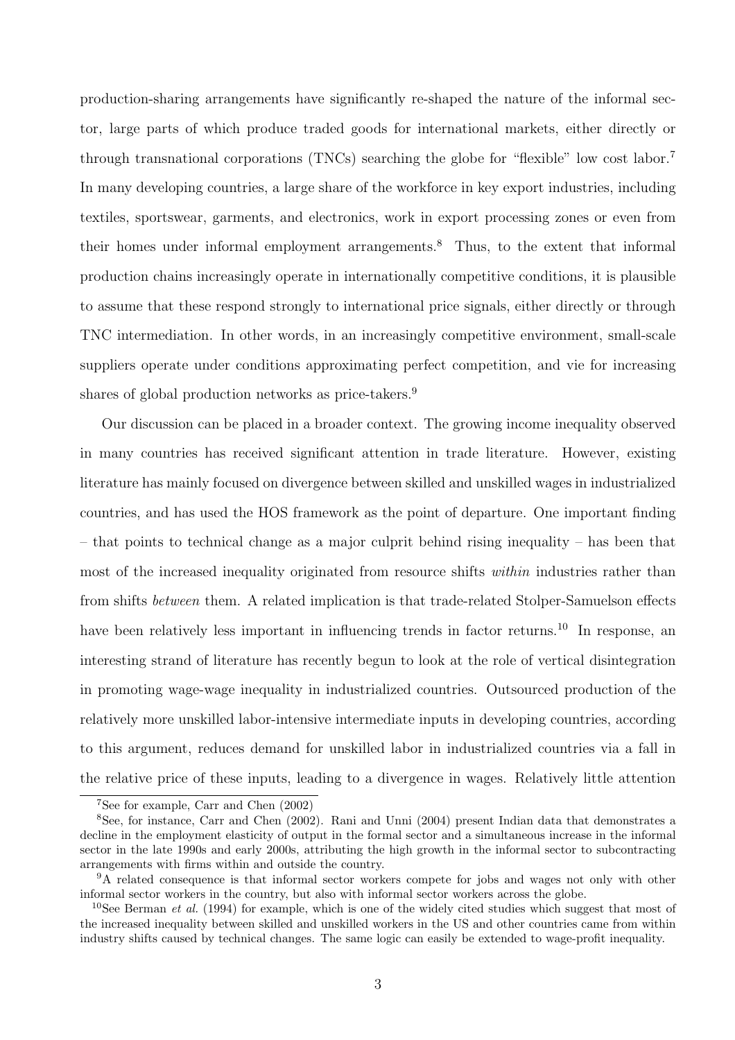production-sharing arrangements have significantly re-shaped the nature of the informal sector, large parts of which produce traded goods for international markets, either directly or through transnational corporations (TNCs) searching the globe for "flexible" low cost labor.[7] In many developing countries, a large share of the workforce in key export industries, including textiles, sportswear, garments, and electronics, work in export processing zones or even from their homes under informal employment arrangements.[8] Thus, to the extent that informal production chains increasingly operate in internationally competitive conditions, it is plausible to assume that these respond strongly to international price signals, either directly or through TNC intermediation. In other words, in an increasingly competitive environment, small-scale suppliers operate under conditions approximating perfect competition, and vie for increasing shares of global production networks as price-takers.[9]

Our discussion can be placed in a broader context. The growing income inequality observed in many countries has received significant attention in trade literature. However, existing literature has mainly focused on divergence between skilled and unskilled wages in industrialized countries, and has used the HOS framework as the point of departure. One important finding – that points to technical change as a major culprit behind rising inequality – has been that most of the increased inequality originated from resource shifts *within* industries rather than from shifts *between* them. A related implication is that trade-related Stolper-Samuelson effects have been relatively less important in influencing trends in factor returns.[10] In response, an interesting strand of literature has recently begun to look at the role of vertical disintegration in promoting wage-wage inequality in industrialized countries. Outsourced production of the relatively more unskilled labor-intensive intermediate inputs in developing countries, according to this argument, reduces demand for unskilled labor in industrialized countries via a fall in the relative price of these inputs, leading to a divergence in wages. Relatively little attention

---

[7] See for example, Carr and Chen (2002)

[8] See, for instance, Carr and Chen (2002). Rani and Unni (2004) present Indian data that demonstrates a decline in the employment elasticity of output in the formal sector and a simultaneous increase in the informal sector in the late 1990s and early 2000s, attributing the high growth in the informal sector to subcontracting arrangements with firms within and outside the country.

[9] A related consequence is that informal sector workers compete for jobs and wages not only with other informal sector workers in the country, but also with informal sector workers across the globe.

[10] See Berman *et al.* (1994) for example, which is one of the widely cited studies which suggest that most of the increased inequality between skilled and unskilled workers in the US and other countries came from within industry shifts caused by technical changes. The same logic can easily be extended to wage-profit inequality.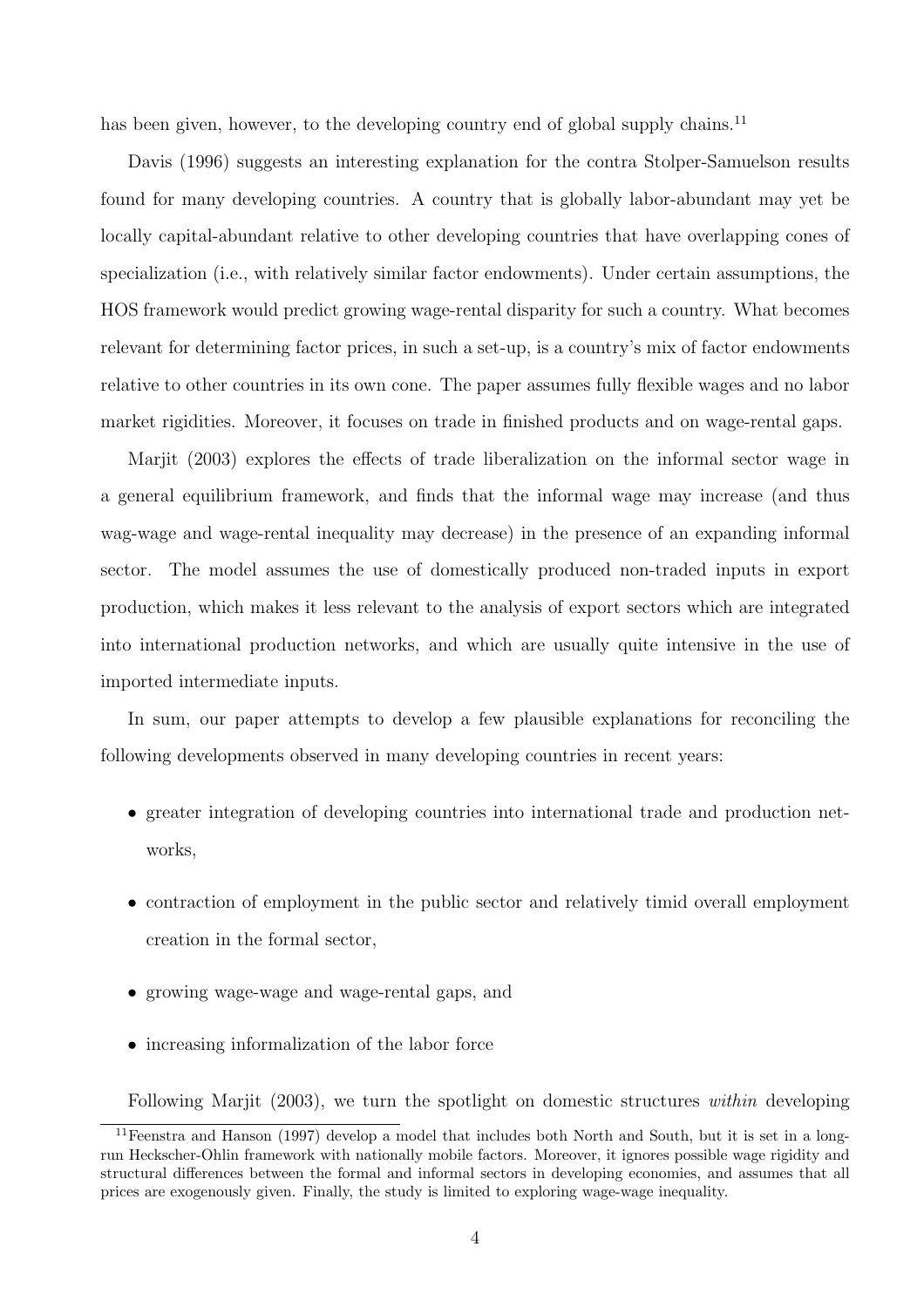has been given, however, to the developing country end of global supply chains.[11]

Davis (1996) suggests an interesting explanation for the contra Stolper-Samuelson results found for many developing countries. A country that is globally labor-abundant may yet be locally capital-abundant relative to other developing countries that have overlapping cones of specialization (i.e., with relatively similar factor endowments). Under certain assumptions, the HOS framework would predict growing wage-rental disparity for such a country. What becomes relevant for determining factor prices, in such a set-up, is a country's mix of factor endowments relative to other countries in its own cone. The paper assumes fully flexible wages and no labor market rigidities. Moreover, it focuses on trade in finished products and on wage-rental gaps.

Marjit (2003) explores the effects of trade liberalization on the informal sector wage in a general equilibrium framework, and finds that the informal wage may increase (and thus wag-wage and wage-rental inequality may decrease) in the presence of an expanding informal sector. The model assumes the use of domestically produced non-traded inputs in export production, which makes it less relevant to the analysis of export sectors which are integrated into international production networks, and which are usually quite intensive in the use of imported intermediate inputs.

In sum, our paper attempts to develop a few plausible explanations for reconciling the following developments observed in many developing countries in recent years:

- greater integration of developing countries into international trade and production networks,
- contraction of employment in the public sector and relatively timid overall employment creation in the formal sector,
- growing wage-wage and wage-rental gaps, and
- increasing informalization of the labor force

Following Marjit (2003), we turn the spotlight on domestic structures *within* developing

[11] Feenstra and Hanson (1997) develop a model that includes both North and South, but it is set in a long-run Heckscher-Ohlin framework with nationally mobile factors. Moreover, it ignores possible wage rigidity and structural differences between the formal and informal sectors in developing economies, and assumes that all prices are exogenously given. Finally, the study is limited to exploring wage-wage inequality.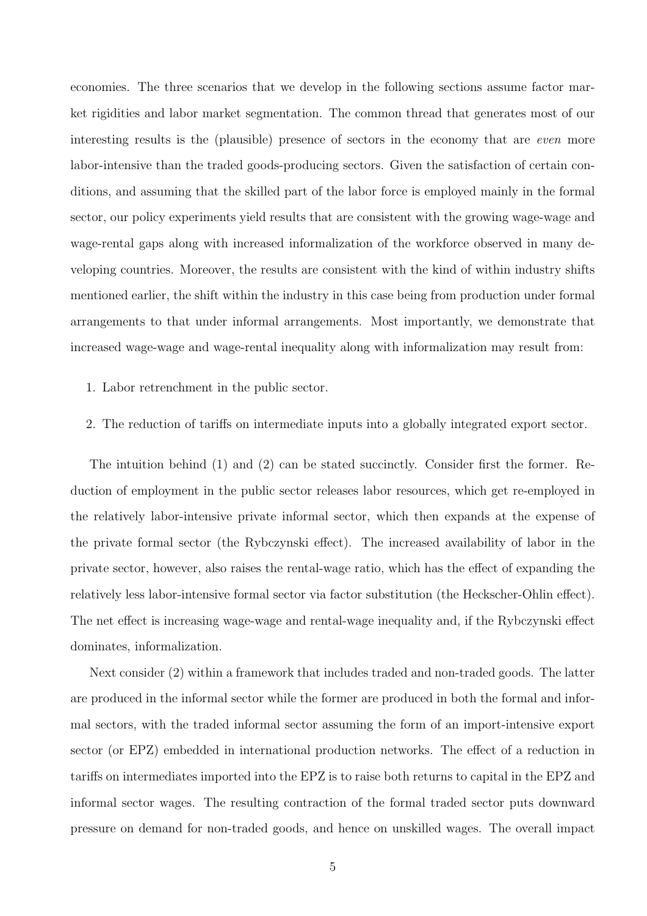economies. The three scenarios that we develop in the following sections assume factor market rigidities and labor market segmentation. The common thread that generates most of our interesting results is the (plausible) presence of sectors in the economy that are *even* more labor-intensive than the traded goods-producing sectors. Given the satisfaction of certain conditions, and assuming that the skilled part of the labor force is employed mainly in the formal sector, our policy experiments yield results that are consistent with the growing wage-wage and wage-rental gaps along with increased informalization of the workforce observed in many developing countries. Moreover, the results are consistent with the kind of within industry shifts mentioned earlier, the shift within the industry in this case being from production under formal arrangements to that under informal arrangements. Most importantly, we demonstrate that increased wage-wage and wage-rental inequality along with informalization may result from:

1. Labor retrenchment in the public sector.
2. The reduction of tariffs on intermediate inputs into a globally integrated export sector.

The intuition behind (1) and (2) can be stated succinctly. Consider first the former. Reduction of employment in the public sector releases labor resources, which get re-employed in the relatively labor-intensive private informal sector, which then expands at the expense of the private formal sector (the Rybczynski effect). The increased availability of labor in the private sector, however, also raises the rental-wage ratio, which has the effect of expanding the relatively less labor-intensive formal sector via factor substitution (the Heckscher-Ohlin effect). The net effect is increasing wage-wage and rental-wage inequality and, if the Rybczynski effect dominates, informalization.

Next consider (2) within a framework that includes traded and non-traded goods. The latter are produced in the informal sector while the former are produced in both the formal and informal sectors, with the traded informal sector assuming the form of an import-intensive export sector (or EPZ) embedded in international production networks. The effect of a reduction in tariffs on intermediates imported into the EPZ is to raise both returns to capital in the EPZ and informal sector wages. The resulting contraction of the formal traded sector puts downward pressure on demand for non-traded goods, and hence on unskilled wages. The overall impact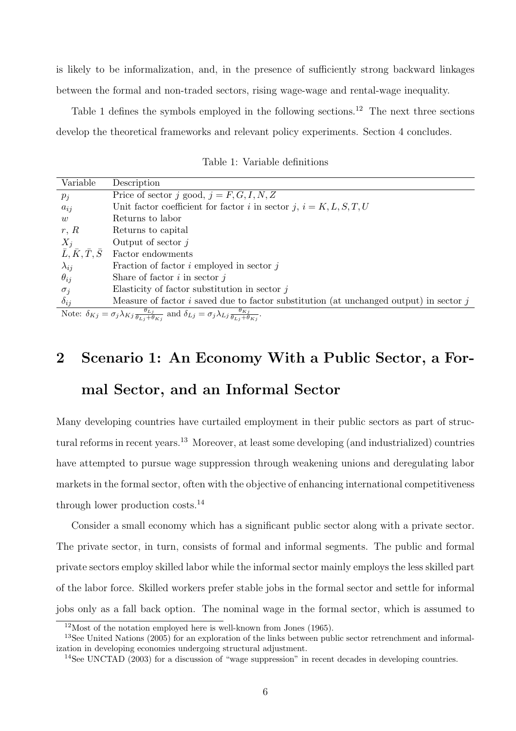is likely to be informalization, and, in the presence of sufficiently strong backward linkages between the formal and non-traded sectors, rising wage-wage and rental-wage inequality.

Table 1 defines the symbols employed in the following sections.[12] The next three sections develop the theoretical frameworks and relevant policy experiments. Section 4 concludes.

Table 1: Variable definitions

| Variable | Description |
|---|---|
| $p_j$ | Price of sector $j$ good, $j = F, G, I, N, Z$ |
| $a_{ij}$ | Unit factor coefficient for factor $i$ in sector $j$, $i = K, L, S, T, U$ |
| $w$ | Returns to labor |
| $r$, $R$ | Returns to capital |
| $X_j$ | Output of sector $j$ |
| $\bar{L}, \bar{K}, \bar{T}, \bar{S}$ | Factor endowments |
| $\lambda_{ij}$ | Fraction of factor $i$ employed in sector $j$ |
| $\theta_{ij}$ | Share of factor $i$ in sector $j$ |
| $\sigma_j$ | Elasticity of factor substitution in sector $j$ |
| $\delta_{ij}$ | Measure of factor $i$ saved due to factor substitution (at unchanged output) in sector $j$ |

Note: $\delta_{Kj} = \sigma_j \lambda_{Kj} \frac{\theta_{Lj}}{\theta_{Lj}+\theta_{Kj}}$ and $\delta_{Lj} = \sigma_j \lambda_{Lj} \frac{\theta_{Kj}}{\theta_{Lj}+\theta_{Kj}}$.

## 2 Scenario 1: An Economy With a Public Sector, a Formal Sector, and an Informal Sector

Many developing countries have curtailed employment in their public sectors as part of structural reforms in recent years.[13] Moreover, at least some developing (and industrialized) countries have attempted to pursue wage suppression through weakening unions and deregulating labor markets in the formal sector, often with the objective of enhancing international competitiveness through lower production costs.[14]

Consider a small economy which has a significant public sector along with a private sector. The private sector, in turn, consists of formal and informal segments. The public and formal private sectors employ skilled labor while the informal sector mainly employs the less skilled part of the labor force. Skilled workers prefer stable jobs in the formal sector and settle for informal jobs only as a fall back option. The nominal wage in the formal sector, which is assumed to

[12] Most of the notation employed here is well-known from Jones (1965).

[13] See United Nations (2005) for an exploration of the links between public sector retrenchment and informalization in developing economies undergoing structural adjustment.

[14] See UNCTAD (2003) for a discussion of "wage suppression" in recent decades in developing countries.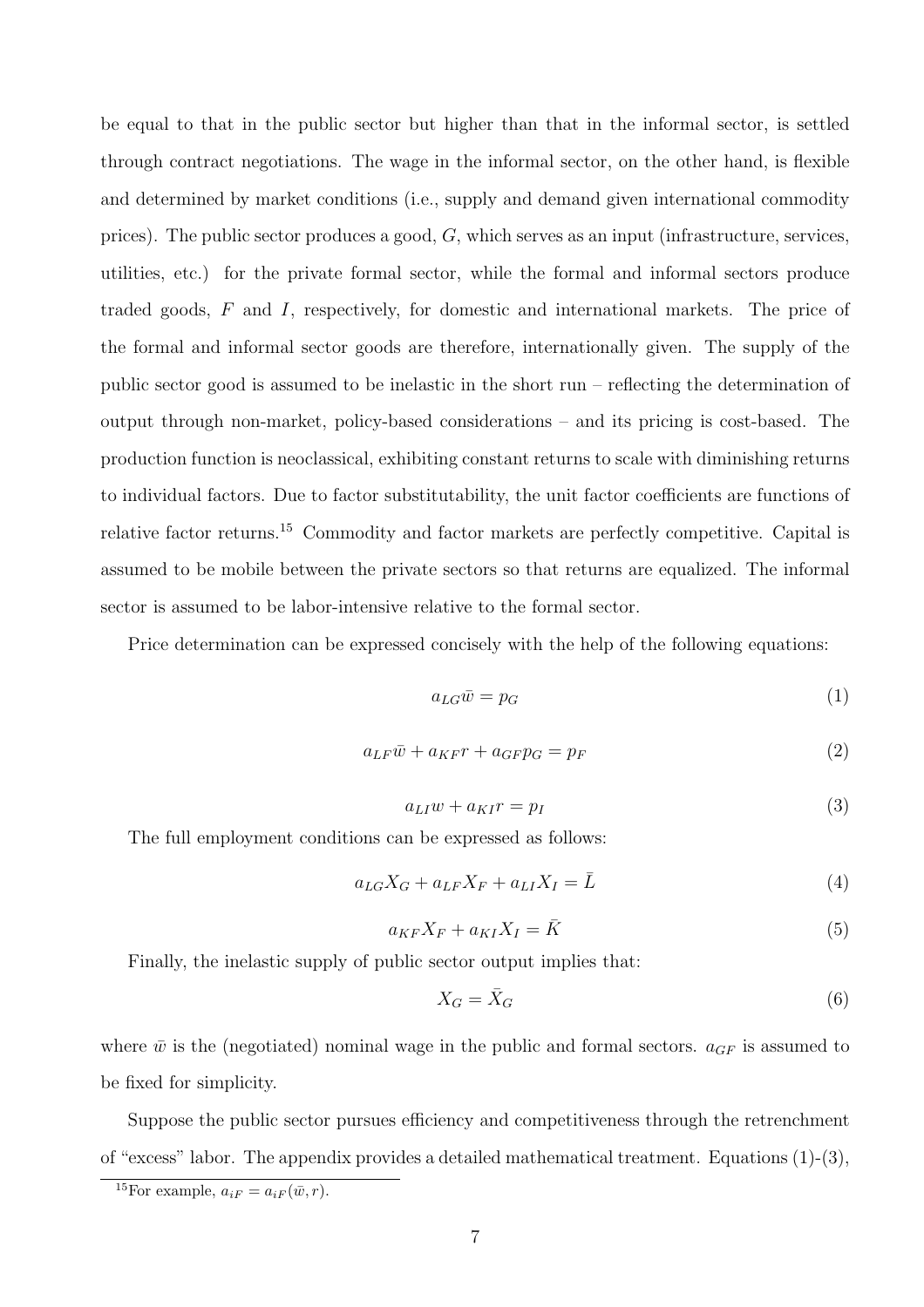be equal to that in the public sector but higher than that in the informal sector, is settled through contract negotiations. The wage in the informal sector, on the other hand, is flexible and determined by market conditions (i.e., supply and demand given international commodity prices). The public sector produces a good, $G$, which serves as an input (infrastructure, services, utilities, etc.) for the private formal sector, while the formal and informal sectors produce traded goods, $F$ and $I$, respectively, for domestic and international markets. The price of the formal and informal sector goods are therefore, internationally given. The supply of the public sector good is assumed to be inelastic in the short run – reflecting the determination of output through non-market, policy-based considerations – and its pricing is cost-based. The production function is neoclassical, exhibiting constant returns to scale with diminishing returns to individual factors. Due to factor substitutability, the unit factor coefficients are functions of relative factor returns.[15] Commodity and factor markets are perfectly competitive. Capital is assumed to be mobile between the private sectors so that returns are equalized. The informal sector is assumed to be labor-intensive relative to the formal sector.

Price determination can be expressed concisely with the help of the following equations:

$$a_{LG}\bar{w} = p_G \tag{1}$$

$$a_{LF}\bar{w} + a_{KF}r + a_{GF}p_G = p_F \tag{2}$$

$$a_{LI}w + a_{KI}r = p_I \tag{3}$$

The full employment conditions can be expressed as follows:

$$a_{LG}X_G + a_{LF}X_F + a_{LI}X_I = \bar{L} \tag{4}$$

$$a_{KF}X_F + a_{KI}X_I = \bar{K} \tag{5}$$

Finally, the inelastic supply of public sector output implies that:

$$X_G = \bar{X}_G \tag{6}$$

where $\bar{w}$ is the (negotiated) nominal wage in the public and formal sectors. $a_{GF}$ is assumed to be fixed for simplicity.

Suppose the public sector pursues efficiency and competitiveness through the retrenchment of "excess" labor. The appendix provides a detailed mathematical treatment. Equations (1)-(3),

[15] For example, $a_{iF} = a_{iF}(\bar{w}, r)$.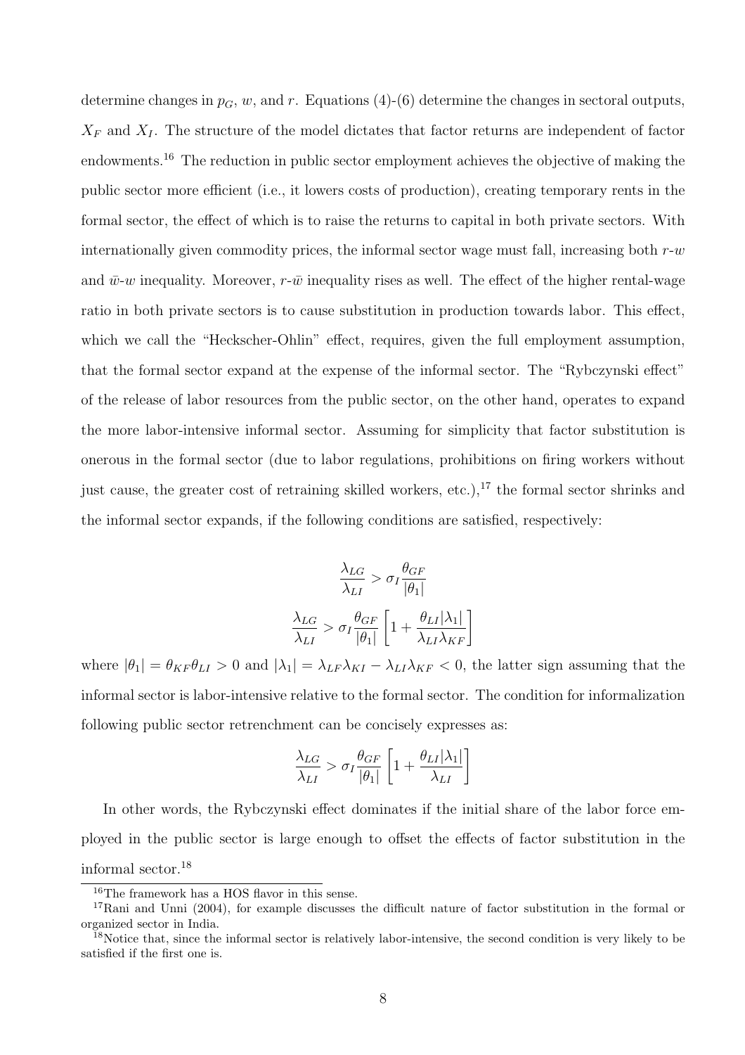determine changes in $p_G$, $w$, and $r$. Equations (4)-(6) determine the changes in sectoral outputs, $X_F$ and $X_I$. The structure of the model dictates that factor returns are independent of factor endowments.[16] The reduction in public sector employment achieves the objective of making the public sector more efficient (i.e., it lowers costs of production), creating temporary rents in the formal sector, the effect of which is to raise the returns to capital in both private sectors. With internationally given commodity prices, the informal sector wage must fall, increasing both $r$-$w$ and $\bar{w}$-$w$ inequality. Moreover, $r$-$\bar{w}$ inequality rises as well. The effect of the higher rental-wage ratio in both private sectors is to cause substitution in production towards labor. This effect, which we call the "Heckscher-Ohlin" effect, requires, given the full employment assumption, that the formal sector expand at the expense of the informal sector. The "Rybczynski effect" of the release of labor resources from the public sector, on the other hand, operates to expand the more labor-intensive informal sector. Assuming for simplicity that factor substitution is onerous in the formal sector (due to labor regulations, prohibitions on firing workers without just cause, the greater cost of retraining skilled workers, etc.),[17] the formal sector shrinks and the informal sector expands, if the following conditions are satisfied, respectively:

$$\frac{\lambda_{LG}}{\lambda_{LI}} > \sigma_I \frac{\theta_{GF}}{|\theta_1|}$$

$$\frac{\lambda_{LG}}{\lambda_{LI}} > \sigma_I \frac{\theta_{GF}}{|\theta_1|} \left[ 1 + \frac{\theta_{LI}|\lambda_1|}{\lambda_{LI}\lambda_{KF}} \right]$$

where $|\theta_1| = \theta_{KF}\theta_{LI} > 0$ and $|\lambda_1| = \lambda_{LF}\lambda_{KI} - \lambda_{LI}\lambda_{KF} < 0$, the latter sign assuming that the informal sector is labor-intensive relative to the formal sector. The condition for informalization following public sector retrenchment can be concisely expresses as:

$$\frac{\lambda_{LG}}{\lambda_{LI}} > \sigma_I \frac{\theta_{GF}}{|\theta_1|} \left[ 1 + \frac{\theta_{LI}|\lambda_1|}{\lambda_{LI}} \right]$$

In other words, the Rybczynski effect dominates if the initial share of the labor force employed in the public sector is large enough to offset the effects of factor substitution in the informal sector.[18]

[16] The framework has a HOS flavor in this sense.

[17] Rani and Unni (2004), for example discusses the difficult nature of factor substitution in the formal or organized sector in India.

[18] Notice that, since the informal sector is relatively labor-intensive, the second condition is very likely to be satisfied if the first one is.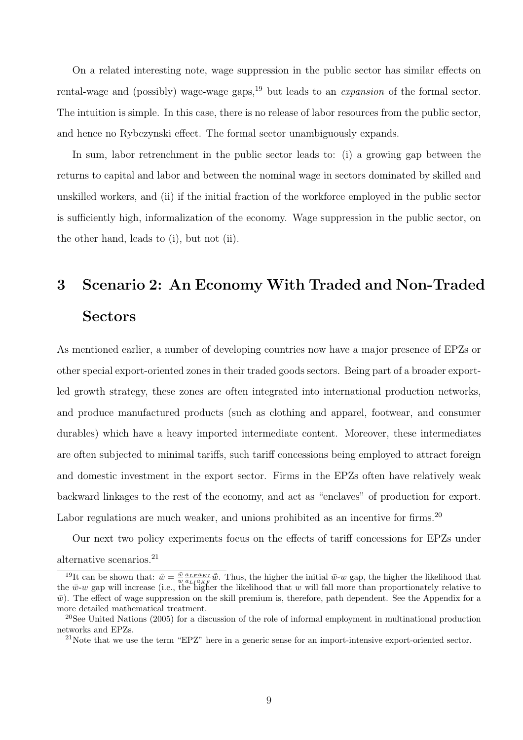On a related interesting note, wage suppression in the public sector has similar effects on rental-wage and (possibly) wage-wage gaps,[19] but leads to an *expansion* of the formal sector. The intuition is simple. In this case, there is no release of labor resources from the public sector, and hence no Rybczynski effect. The formal sector unambiguously expands.

In sum, labor retrenchment in the public sector leads to: (i) a growing gap between the returns to capital and labor and between the nominal wage in sectors dominated by skilled and unskilled workers, and (ii) if the initial fraction of the workforce employed in the public sector is sufficiently high, informalization of the economy. Wage suppression in the public sector, on the other hand, leads to (i), but not (ii).

# 3 Scenario 2: An Economy With Traded and Non-Traded Sectors

As mentioned earlier, a number of developing countries now have a major presence of EPZs or other special export-oriented zones in their traded goods sectors. Being part of a broader export-led growth strategy, these zones are often integrated into international production networks, and produce manufactured products (such as clothing and apparel, footwear, and consumer durables) which have a heavy imported intermediate content. Moreover, these intermediates are often subjected to minimal tariffs, such tariff concessions being employed to attract foreign and domestic investment in the export sector. Firms in the EPZs often have relatively weak backward linkages to the rest of the economy, and act as "enclaves" of production for export. Labor regulations are much weaker, and unions prohibited as an incentive for firms.[20]

Our next two policy experiments focus on the effects of tariff concessions for EPZs under alternative scenarios.[21]

---

[19]It can be shown that: $\hat{w} = \frac{\bar{w}}{w}\frac{a_{LF}a_{KI}}{a_{LI}a_{KF}}\hat{\bar{w}}$. Thus, the higher the initial $\bar{w}$-$w$ gap, the higher the likelihood that the $\bar{w}$-$w$ gap will increase (i.e., the higher the likelihood that $w$ will fall more than proportionately relative to $\bar{w}$). The effect of wage suppression on the skill premium is, therefore, path dependent. See the Appendix for a more detailed mathematical treatment.

[20]See United Nations (2005) for a discussion of the role of informal employment in multinational production networks and EPZs.

[21]Note that we use the term "EPZ" here in a generic sense for an import-intensive export-oriented sector.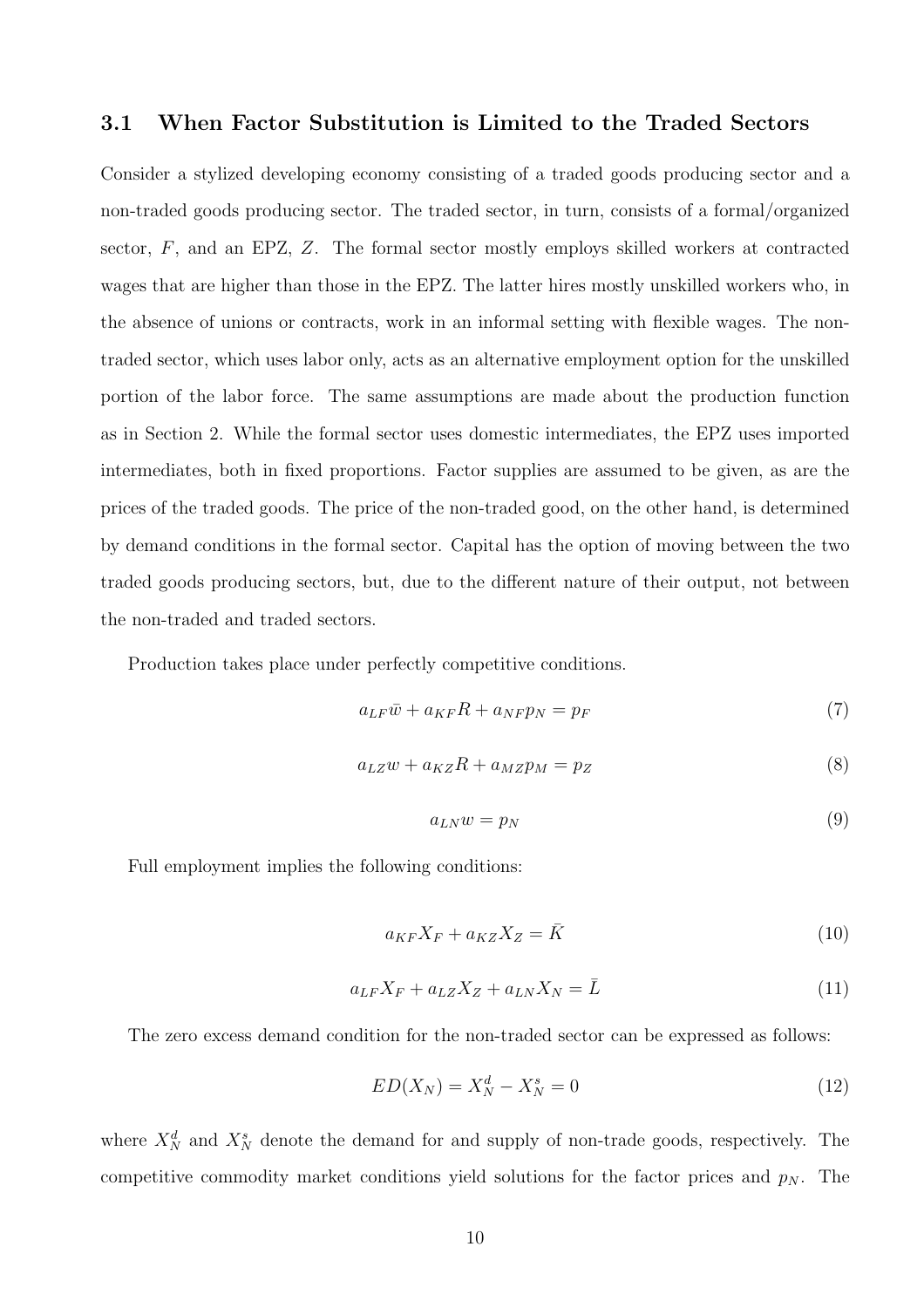### 3.1 When Factor Substitution is Limited to the Traded Sectors

Consider a stylized developing economy consisting of a traded goods producing sector and a non-traded goods producing sector. The traded sector, in turn, consists of a formal/organized sector, $F$, and an EPZ, $Z$. The formal sector mostly employs skilled workers at contracted wages that are higher than those in the EPZ. The latter hires mostly unskilled workers who, in the absence of unions or contracts, work in an informal setting with flexible wages. The non-traded sector, which uses labor only, acts as an alternative employment option for the unskilled portion of the labor force. The same assumptions are made about the production function as in Section 2. While the formal sector uses domestic intermediates, the EPZ uses imported intermediates, both in fixed proportions. Factor supplies are assumed to be given, as are the prices of the traded goods. The price of the non-traded good, on the other hand, is determined by demand conditions in the formal sector. Capital has the option of moving between the two traded goods producing sectors, but, due to the different nature of their output, not between the non-traded and traded sectors.

Production takes place under perfectly competitive conditions.

$$a_{LF}\bar{w} + a_{KF}R + a_{NF}p_N = p_F \tag{7}$$

$$a_{LZ}w + a_{KZ}R + a_{MZ}p_M = p_Z \tag{8}$$

$$a_{LN}w = p_N \tag{9}$$

Full employment implies the following conditions:

$$a_{KF}X_F + a_{KZ}X_Z = \bar{K} \tag{10}$$

$$a_{LF}X_F + a_{LZ}X_Z + a_{LN}X_N = \bar{L} \tag{11}$$

The zero excess demand condition for the non-traded sector can be expressed as follows:

$$ED(X_N) = X_N^d - X_N^s = 0 \tag{12}$$

where $X_N^d$ and $X_N^s$ denote the demand for and supply of non-trade goods, respectively. The competitive commodity market conditions yield solutions for the factor prices and $p_N$. The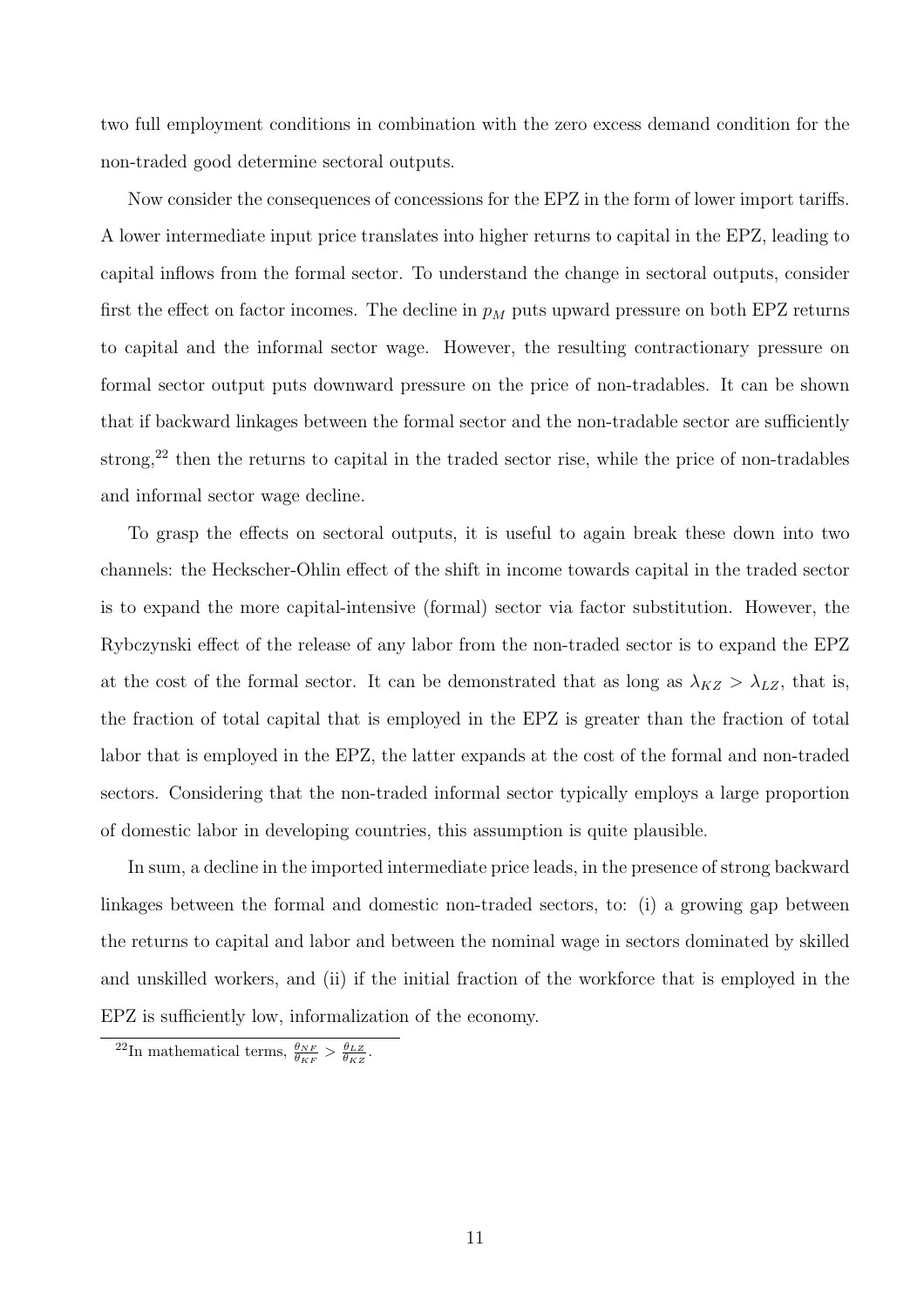two full employment conditions in combination with the zero excess demand condition for the non-traded good determine sectoral outputs.

Now consider the consequences of concessions for the EPZ in the form of lower import tariffs. A lower intermediate input price translates into higher returns to capital in the EPZ, leading to capital inflows from the formal sector. To understand the change in sectoral outputs, consider first the effect on factor incomes. The decline in $p_M$ puts upward pressure on both EPZ returns to capital and the informal sector wage. However, the resulting contractionary pressure on formal sector output puts downward pressure on the price of non-tradables. It can be shown that if backward linkages between the formal sector and the non-tradable sector are sufficiently strong,[22] then the returns to capital in the traded sector rise, while the price of non-tradables and informal sector wage decline.

To grasp the effects on sectoral outputs, it is useful to again break these down into two channels: the Heckscher-Ohlin effect of the shift in income towards capital in the traded sector is to expand the more capital-intensive (formal) sector via factor substitution. However, the Rybczynski effect of the release of any labor from the non-traded sector is to expand the EPZ at the cost of the formal sector. It can be demonstrated that as long as $\lambda_{KZ} > \lambda_{LZ}$, that is, the fraction of total capital that is employed in the EPZ is greater than the fraction of total labor that is employed in the EPZ, the latter expands at the cost of the formal and non-traded sectors. Considering that the non-traded informal sector typically employs a large proportion of domestic labor in developing countries, this assumption is quite plausible.

In sum, a decline in the imported intermediate price leads, in the presence of strong backward linkages between the formal and domestic non-traded sectors, to: (i) a growing gap between the returns to capital and labor and between the nominal wage in sectors dominated by skilled and unskilled workers, and (ii) if the initial fraction of the workforce that is employed in the EPZ is sufficiently low, informalization of the economy.

[22] In mathematical terms, $\frac{\theta_{NF}}{\theta_{KF}} > \frac{\theta_{LZ}}{\theta_{KZ}}$.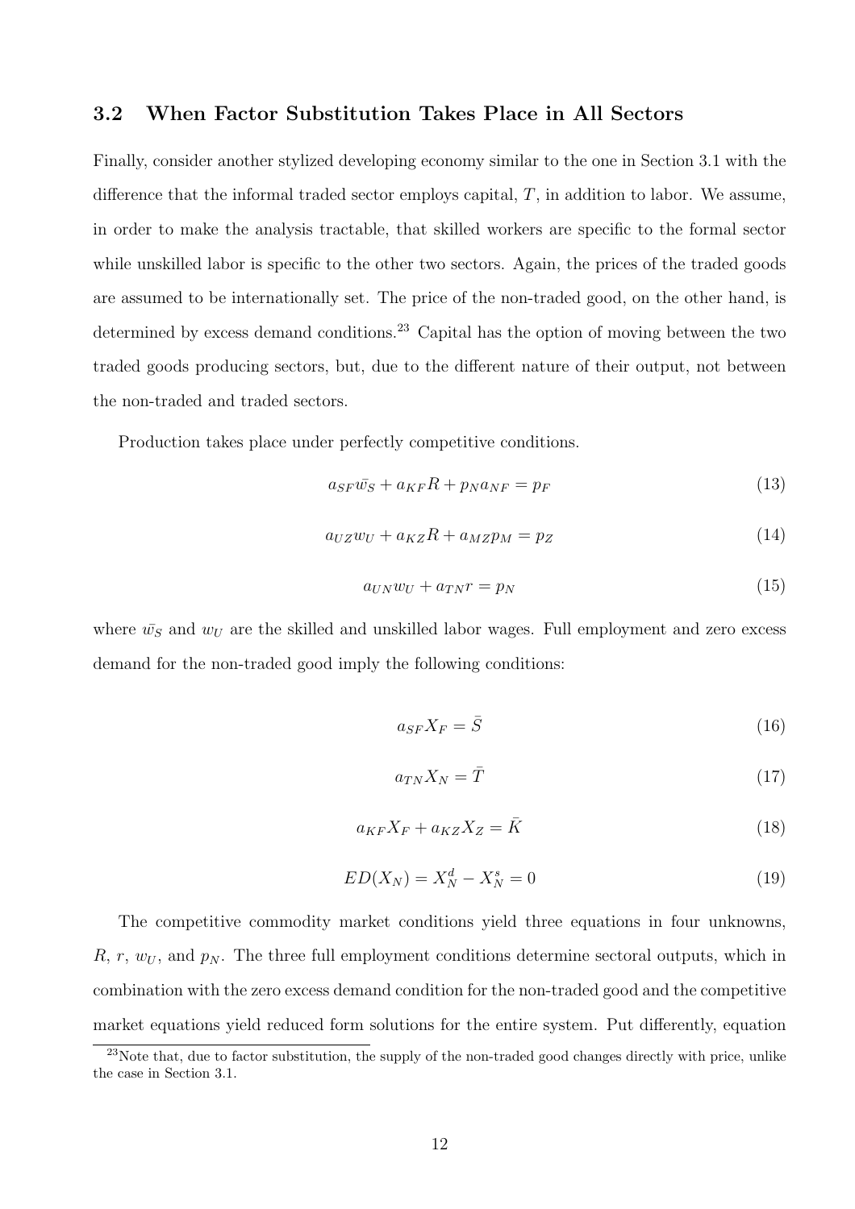### 3.2 When Factor Substitution Takes Place in All Sectors

Finally, consider another stylized developing economy similar to the one in Section 3.1 with the difference that the informal traded sector employs capital, $T$, in addition to labor. We assume, in order to make the analysis tractable, that skilled workers are specific to the formal sector while unskilled labor is specific to the other two sectors. Again, the prices of the traded goods are assumed to be internationally set. The price of the non-traded good, on the other hand, is determined by excess demand conditions.[23] Capital has the option of moving between the two traded goods producing sectors, but, due to the different nature of their output, not between the non-traded and traded sectors.

Production takes place under perfectly competitive conditions.

$$a_{SF}\bar{w_S} + a_{KF}R + p_N a_{NF} = p_F \tag{13}$$

$$a_{UZ}w_U + a_{KZ}R + a_{MZ}p_M = p_Z \tag{14}$$

$$a_{UN}w_U + a_{TN}r = p_N \tag{15}$$

where $\bar{w_S}$ and $w_U$ are the skilled and unskilled labor wages. Full employment and zero excess demand for the non-traded good imply the following conditions:

$$a_{SF}X_F = \bar{S} \tag{16}$$

$$a_{TN}X_N = \bar{T} \tag{17}$$

$$a_{KF}X_F + a_{KZ}X_Z = \bar{K} \tag{18}$$

$$ED(X_N) = X_N^d - X_N^s = 0 \tag{19}$$

The competitive commodity market conditions yield three equations in four unknowns, $R$, $r$, $w_U$, and $p_N$. The three full employment conditions determine sectoral outputs, which in combination with the zero excess demand condition for the non-traded good and the competitive market equations yield reduced form solutions for the entire system. Put differently, equation

[23] Note that, due to factor substitution, the supply of the non-traded good changes directly with price, unlike the case in Section 3.1.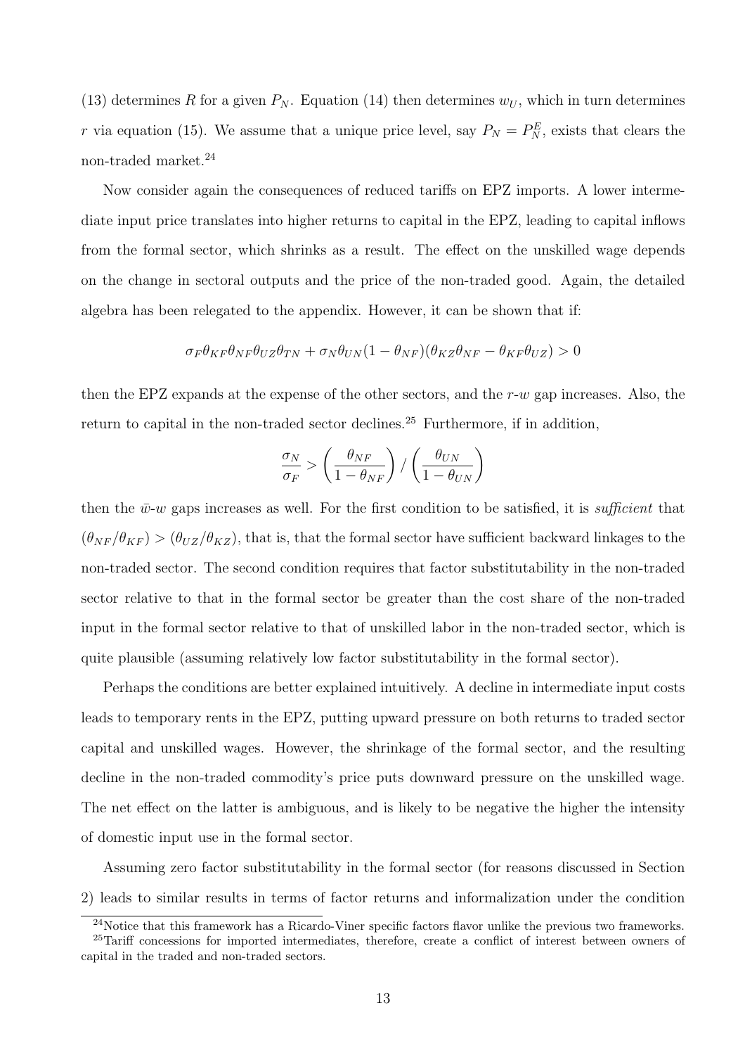(13) determines $R$ for a given $P_N$. Equation (14) then determines $w_U$, which in turn determines $r$ via equation (15). We assume that a unique price level, say $P_N = P_N^E$, exists that clears the non-traded market.[24]

Now consider again the consequences of reduced tariffs on EPZ imports. A lower intermediate input price translates into higher returns to capital in the EPZ, leading to capital inflows from the formal sector, which shrinks as a result. The effect on the unskilled wage depends on the change in sectoral outputs and the price of the non-traded good. Again, the detailed algebra has been relegated to the appendix. However, it can be shown that if:

$$\sigma_F \theta_{KF} \theta_{NF} \theta_{UZ} \theta_{TN} + \sigma_N \theta_{UN} (1 - \theta_{NF})(\theta_{KZ} \theta_{NF} - \theta_{KF} \theta_{UZ}) > 0$$

then the EPZ expands at the expense of the other sectors, and the $r$-$w$ gap increases. Also, the return to capital in the non-traded sector declines.[25] Furthermore, if in addition,

$$\frac{\sigma_N}{\sigma_F} > \left( \frac{\theta_{NF}}{1 - \theta_{NF}} \right) / \left( \frac{\theta_{UN}}{1 - \theta_{UN}} \right)$$

then the $\bar{w}$-$w$ gaps increases as well. For the first condition to be satisfied, it is *sufficient* that $(\theta_{NF}/\theta_{KF}) > (\theta_{UZ}/\theta_{KZ})$, that is, that the formal sector have sufficient backward linkages to the non-traded sector. The second condition requires that factor substitutability in the non-traded sector relative to that in the formal sector be greater than the cost share of the non-traded input in the formal sector relative to that of unskilled labor in the non-traded sector, which is quite plausible (assuming relatively low factor substitutability in the formal sector).

Perhaps the conditions are better explained intuitively. A decline in intermediate input costs leads to temporary rents in the EPZ, putting upward pressure on both returns to traded sector capital and unskilled wages. However, the shrinkage of the formal sector, and the resulting decline in the non-traded commodity's price puts downward pressure on the unskilled wage. The net effect on the latter is ambiguous, and is likely to be negative the higher the intensity of domestic input use in the formal sector.

Assuming zero factor substitutability in the formal sector (for reasons discussed in Section 2) leads to similar results in terms of factor returns and informalization under the condition

[24] Notice that this framework has a Ricardo-Viner specific factors flavor unlike the previous two frameworks.

[25] Tariff concessions for imported intermediates, therefore, create a conflict of interest between owners of capital in the traded and non-traded sectors.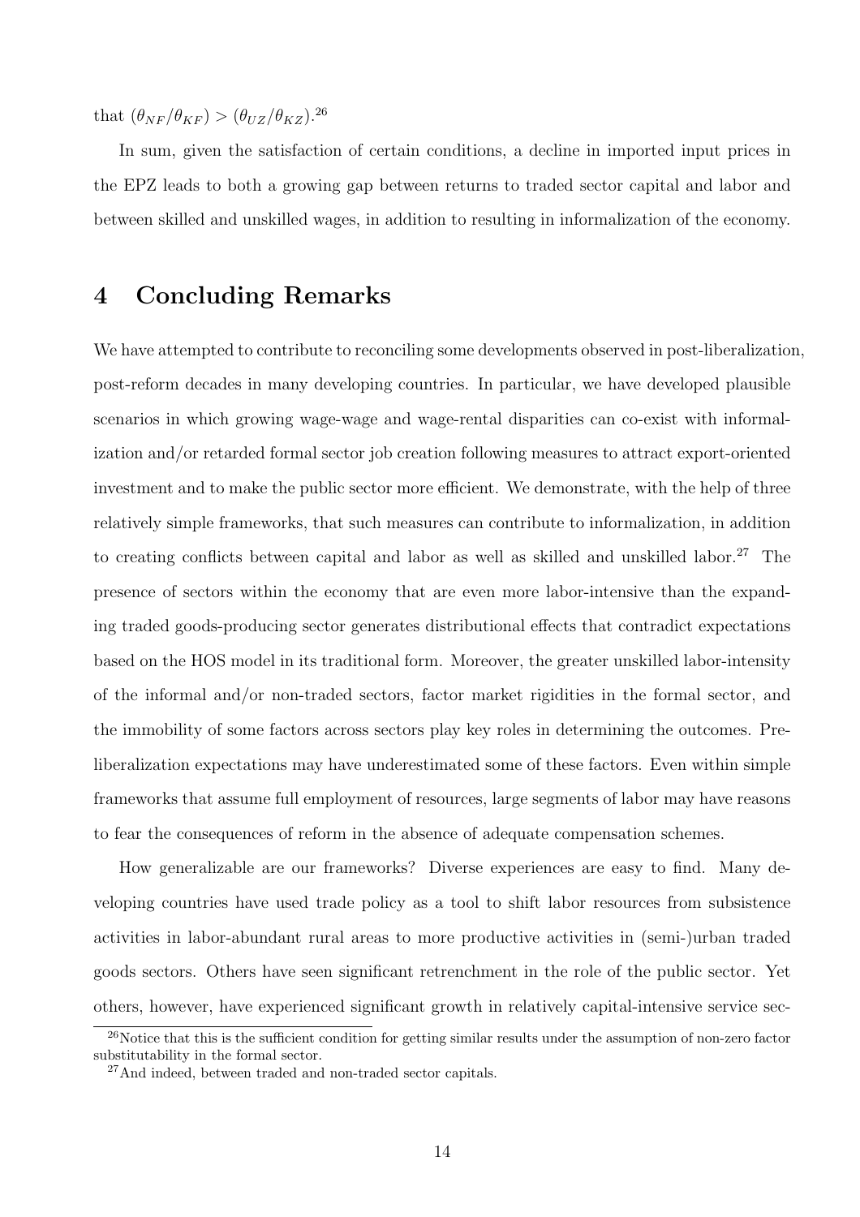that $(\theta_{NF}/\theta_{KF}) > (\theta_{UZ}/\theta_{KZ})$.[26]

In sum, given the satisfaction of certain conditions, a decline in imported input prices in the EPZ leads to both a growing gap between returns to traded sector capital and labor and between skilled and unskilled wages, in addition to resulting in informalization of the economy.

## 4 Concluding Remarks

We have attempted to contribute to reconciling some developments observed in post-liberalization, post-reform decades in many developing countries. In particular, we have developed plausible scenarios in which growing wage-wage and wage-rental disparities can co-exist with informalization and/or retarded formal sector job creation following measures to attract export-oriented investment and to make the public sector more efficient. We demonstrate, with the help of three relatively simple frameworks, that such measures can contribute to informalization, in addition to creating conflicts between capital and labor as well as skilled and unskilled labor.[27] The presence of sectors within the economy that are even more labor-intensive than the expanding traded goods-producing sector generates distributional effects that contradict expectations based on the HOS model in its traditional form. Moreover, the greater unskilled labor-intensity of the informal and/or non-traded sectors, factor market rigidities in the formal sector, and the immobility of some factors across sectors play key roles in determining the outcomes. Pre-liberalization expectations may have underestimated some of these factors. Even within simple frameworks that assume full employment of resources, large segments of labor may have reasons to fear the consequences of reform in the absence of adequate compensation schemes.

How generalizable are our frameworks? Diverse experiences are easy to find. Many developing countries have used trade policy as a tool to shift labor resources from subsistence activities in labor-abundant rural areas to more productive activities in (semi-)urban traded goods sectors. Others have seen significant retrenchment in the role of the public sector. Yet others, however, have experienced significant growth in relatively capital-intensive service sec-

[26] Notice that this is the sufficient condition for getting similar results under the assumption of non-zero factor substitutability in the formal sector.

[27] And indeed, between traded and non-traded sector capitals.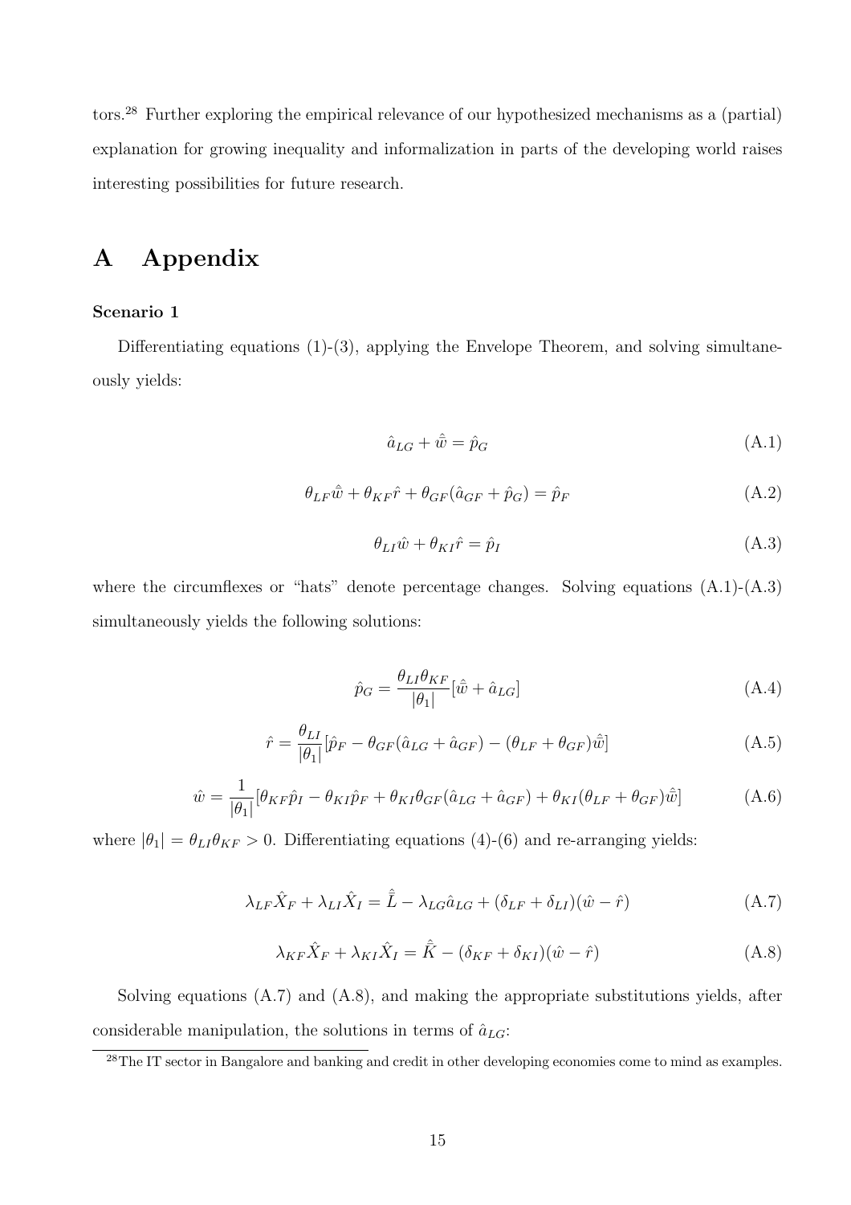tors.[28] Further exploring the empirical relevance of our hypothesized mechanisms as a (partial) explanation for growing inequality and informalization in parts of the developing world raises interesting possibilities for future research.

# A Appendix

### Scenario 1

Differentiating equations (1)-(3), applying the Envelope Theorem, and solving simultaneously yields:

$$\hat{a}_{LG} + \hat{\bar{w}} = \hat{p}_G \tag{A.1}$$

$$\theta_{LF}\hat{\bar{w}} + \theta_{KF}\hat{r} + \theta_{GF}(\hat{a}_{GF} + \hat{p}_G) = \hat{p}_F \tag{A.2}$$

$$\theta_{LI}\hat{w} + \theta_{KI}\hat{r} = \hat{p}_I \tag{A.3}$$

where the circumflexes or "hats" denote percentage changes. Solving equations (A.1)-(A.3) simultaneously yields the following solutions:

$$\hat{p}_G = \frac{\theta_{LI}\theta_{KF}}{|\theta_1|}[\hat{\bar{w}} + \hat{a}_{LG}] \tag{A.4}$$

$$\hat{r} = \frac{\theta_{LI}}{|\theta_1|}[\hat{p}_F - \theta_{GF}(\hat{a}_{LG} + \hat{a}_{GF}) - (\theta_{LF} + \theta_{GF})\hat{\bar{w}}] \tag{A.5}$$

$$\hat{w} = \frac{1}{|\theta_1|}[\theta_{KF}\hat{p}_I - \theta_{KI}\hat{p}_F + \theta_{KI}\theta_{GF}(\hat{a}_{LG} + \hat{a}_{GF}) + \theta_{KI}(\theta_{LF} + \theta_{GF})\hat{\bar{w}}] \tag{A.6}$$

where $|\theta_1| = \theta_{LI}\theta_{KF} > 0$. Differentiating equations (4)-(6) and re-arranging yields:

$$\lambda_{LF}\hat{X}_F + \lambda_{LI}\hat{X}_I = \hat{\bar{L}} - \lambda_{LG}\hat{a}_{LG} + (\delta_{LF} + \delta_{LI})(\hat{w} - \hat{r}) \tag{A.7}$$

$$\lambda_{KF}\hat{X}_F + \lambda_{KI}\hat{X}_I = \hat{\bar{K}} - (\delta_{KF} + \delta_{KI})(\hat{w} - \hat{r}) \tag{A.8}$$

Solving equations (A.7) and (A.8), and making the appropriate substitutions yields, after considerable manipulation, the solutions in terms of $\hat{a}_{LG}$:

[28] The IT sector in Bangalore and banking and credit in other developing economies come to mind as examples.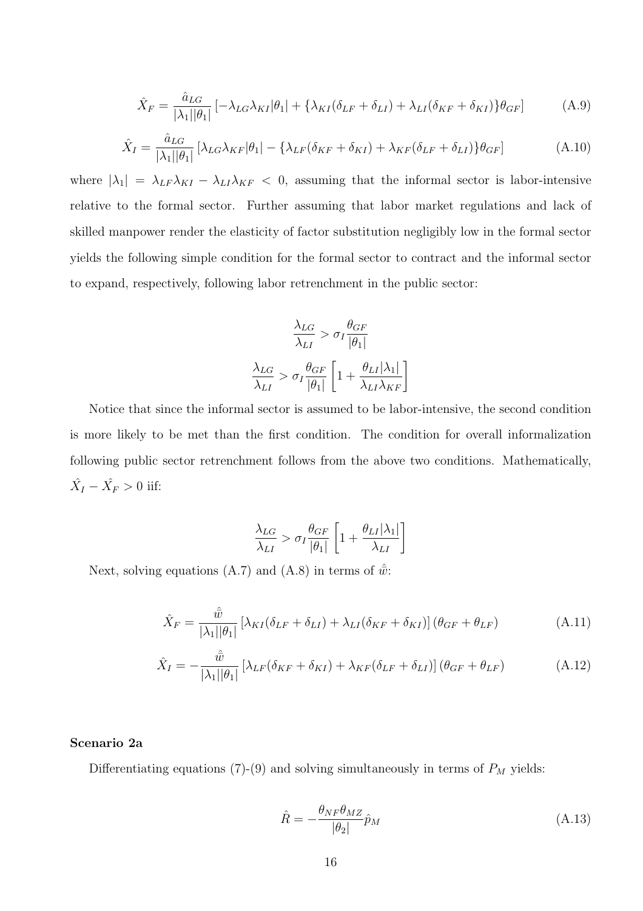$$\hat{X}_F = \frac{\hat{a}_{LG}}{|\lambda_1||\theta_1|}\left[-\lambda_{LG}\lambda_{KI}|\theta_1| + \{\lambda_{KI}(\delta_{LF} + \delta_{LI}) + \lambda_{LI}(\delta_{KF} + \delta_{KI})\}\theta_{GF}\right] \tag{A.9}$$

$$\hat{X}_I = \frac{\hat{a}_{LG}}{|\lambda_1||\theta_1|}\left[\lambda_{LG}\lambda_{KF}|\theta_1| - \{\lambda_{LF}(\delta_{KF} + \delta_{KI}) + \lambda_{KF}(\delta_{LF} + \delta_{LI})\}\theta_{GF}\right] \tag{A.10}$$

where $|\lambda_1| = \lambda_{LF}\lambda_{KI} - \lambda_{LI}\lambda_{KF} < 0$, assuming that the informal sector is labor-intensive relative to the formal sector. Further assuming that labor market regulations and lack of skilled manpower render the elasticity of factor substitution negligibly low in the formal sector yields the following simple condition for the formal sector to contract and the informal sector to expand, respectively, following labor retrenchment in the public sector:

$$\frac{\lambda_{LG}}{\lambda_{LI}} > \sigma_I \frac{\theta_{GF}}{|\theta_1|}$$

$$\frac{\lambda_{LG}}{\lambda_{LI}} > \sigma_I \frac{\theta_{GF}}{|\theta_1|}\left[1 + \frac{\theta_{LI}|\lambda_1|}{\lambda_{LI}\lambda_{KF}}\right]$$

Notice that since the informal sector is assumed to be labor-intensive, the second condition is more likely to be met than the first condition. The condition for overall informalization following public sector retrenchment follows from the above two conditions. Mathematically, $\hat{X_I} - \hat{X_F} > 0$ iif:

$$\frac{\lambda_{LG}}{\lambda_{LI}} > \sigma_I \frac{\theta_{GF}}{|\theta_1|}\left[1 + \frac{\theta_{LI}|\lambda_1|}{\lambda_{LI}}\right]$$

Next, solving equations (A.7) and (A.8) in terms of $\hat{\bar{w}}$:

$$\hat{X}_F = \frac{\hat{\bar{w}}}{|\lambda_1||\theta_1|}\left[\lambda_{KI}(\delta_{LF} + \delta_{LI}) + \lambda_{LI}(\delta_{KF} + \delta_{KI})\right](\theta_{GF} + \theta_{LF}) \tag{A.11}$$

$$\hat{X}_I = -\frac{\hat{\bar{w}}}{|\lambda_1||\theta_1|}\left[\lambda_{LF}(\delta_{KF} + \delta_{KI}) + \lambda_{KF}(\delta_{LF} + \delta_{LI})\right](\theta_{GF} + \theta_{LF}) \tag{A.12}$$

**Scenario 2a**

Differentiating equations (7)-(9) and solving simultaneously in terms of $P_M$ yields:

$$\hat{R} = -\frac{\theta_{NF}\theta_{MZ}}{|\theta_2|}\hat{p}_M \tag{A.13}$$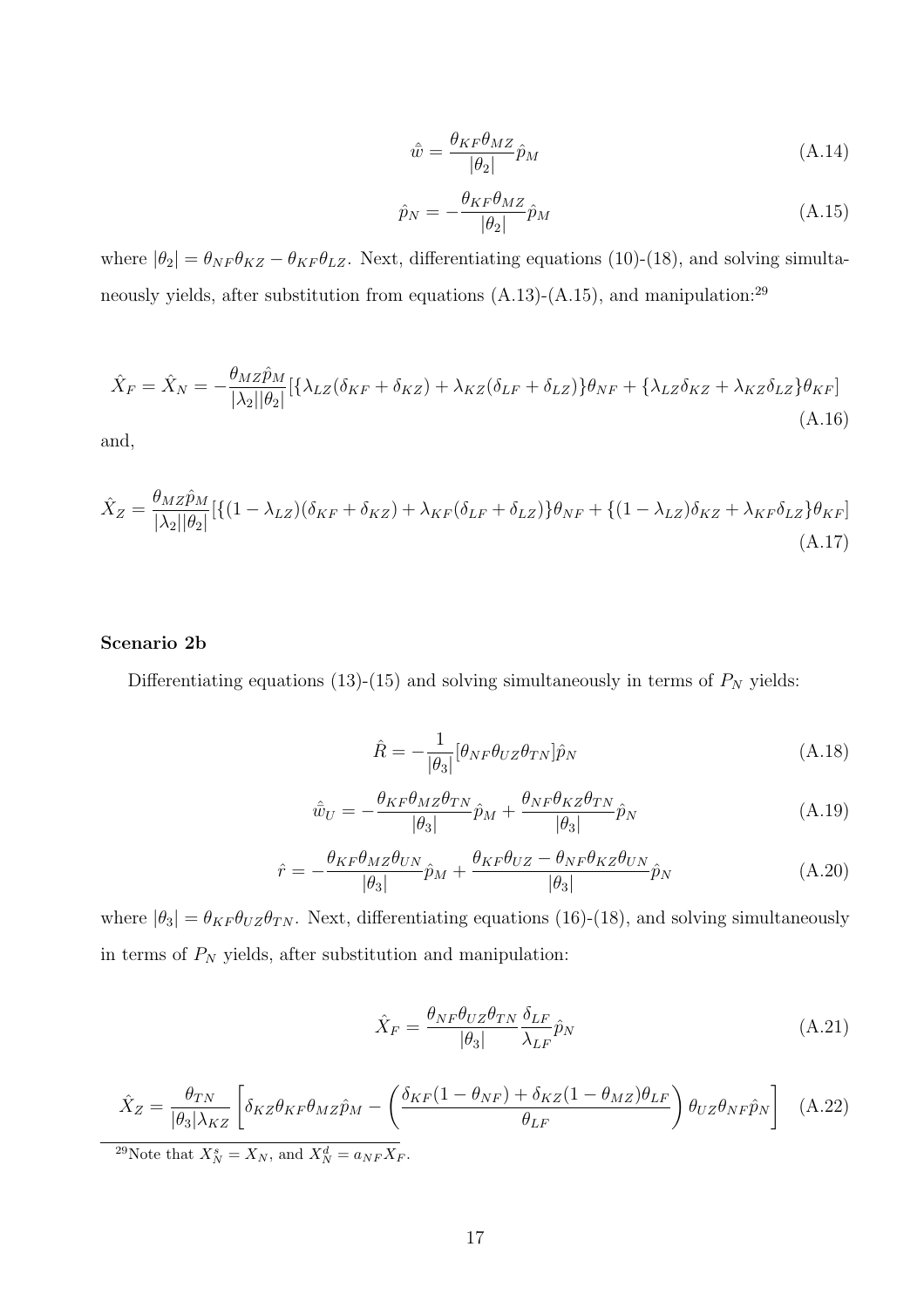$$\hat{\bar{w}} = \frac{\theta_{KF}\theta_{MZ}}{|\theta_2|}\hat{p}_M \tag{A.14}$$

$$\hat{p}_N = -\frac{\theta_{KF}\theta_{MZ}}{|\theta_2|}\hat{p}_M \tag{A.15}$$

where $|\theta_2| = \theta_{NF}\theta_{KZ} - \theta_{KF}\theta_{LZ}$. Next, differentiating equations (10)-(18), and solving simultaneously yields, after substitution from equations (A.13)-(A.15), and manipulation:[29]

$$\hat{X}_F = \hat{X}_N = -\frac{\theta_{MZ}\hat{p}_M}{|\lambda_2||\theta_2|}[\{\lambda_{LZ}(\delta_{KF} + \delta_{KZ}) + \lambda_{KZ}(\delta_{LF} + \delta_{LZ})\}\theta_{NF} + \{\lambda_{LZ}\delta_{KZ} + \lambda_{KZ}\delta_{LZ}\}\theta_{KF}] \tag{A.16}$$

and,

$$\hat{X}_Z = \frac{\theta_{MZ}\hat{p}_M}{|\lambda_2||\theta_2|}[\{(1-\lambda_{LZ})(\delta_{KF} + \delta_{KZ}) + \lambda_{KF}(\delta_{LF} + \delta_{LZ})\}\theta_{NF} + \{(1-\lambda_{LZ})\delta_{KZ} + \lambda_{KF}\delta_{LZ}\}\theta_{KF}] \tag{A.17}$$

### Scenario 2b

Differentiating equations (13)-(15) and solving simultaneously in terms of $P_N$ yields:

$$\hat{R} = -\frac{1}{|\theta_3|}[\theta_{NF}\theta_{UZ}\theta_{TN}]\hat{p}_N \tag{A.18}$$

$$\hat{\bar{w}}_U = -\frac{\theta_{KF}\theta_{MZ}\theta_{TN}}{|\theta_3|}\hat{p}_M + \frac{\theta_{NF}\theta_{KZ}\theta_{TN}}{|\theta_3|}\hat{p}_N \tag{A.19}$$

$$\hat{r} = -\frac{\theta_{KF}\theta_{MZ}\theta_{UN}}{|\theta_3|}\hat{p}_M + \frac{\theta_{KF}\theta_{UZ} - \theta_{NF}\theta_{KZ}\theta_{UN}}{|\theta_3|}\hat{p}_N \tag{A.20}$$

where $|\theta_3| = \theta_{KF}\theta_{UZ}\theta_{TN}$. Next, differentiating equations (16)-(18), and solving simultaneously in terms of $P_N$ yields, after substitution and manipulation:

$$\hat{X}_F = \frac{\theta_{NF}\theta_{UZ}\theta_{TN}}{|\theta_3|}\frac{\delta_{LF}}{\lambda_{LF}}\hat{p}_N \tag{A.21}$$

$$\hat{X}_Z = \frac{\theta_{TN}}{|\theta_3|\lambda_{KZ}}\left[\delta_{KZ}\theta_{KF}\theta_{MZ}\hat{p}_M - \left(\frac{\delta_{KF}(1-\theta_{NF}) + \delta_{KZ}(1-\theta_{MZ})\theta_{LF}}{\theta_{LF}}\right)\theta_{UZ}\theta_{NF}\hat{p}_N\right] \tag{A.22}$$

[29] Note that $X_N^s = X_N$, and $X_N^d = a_{NF}X_F$.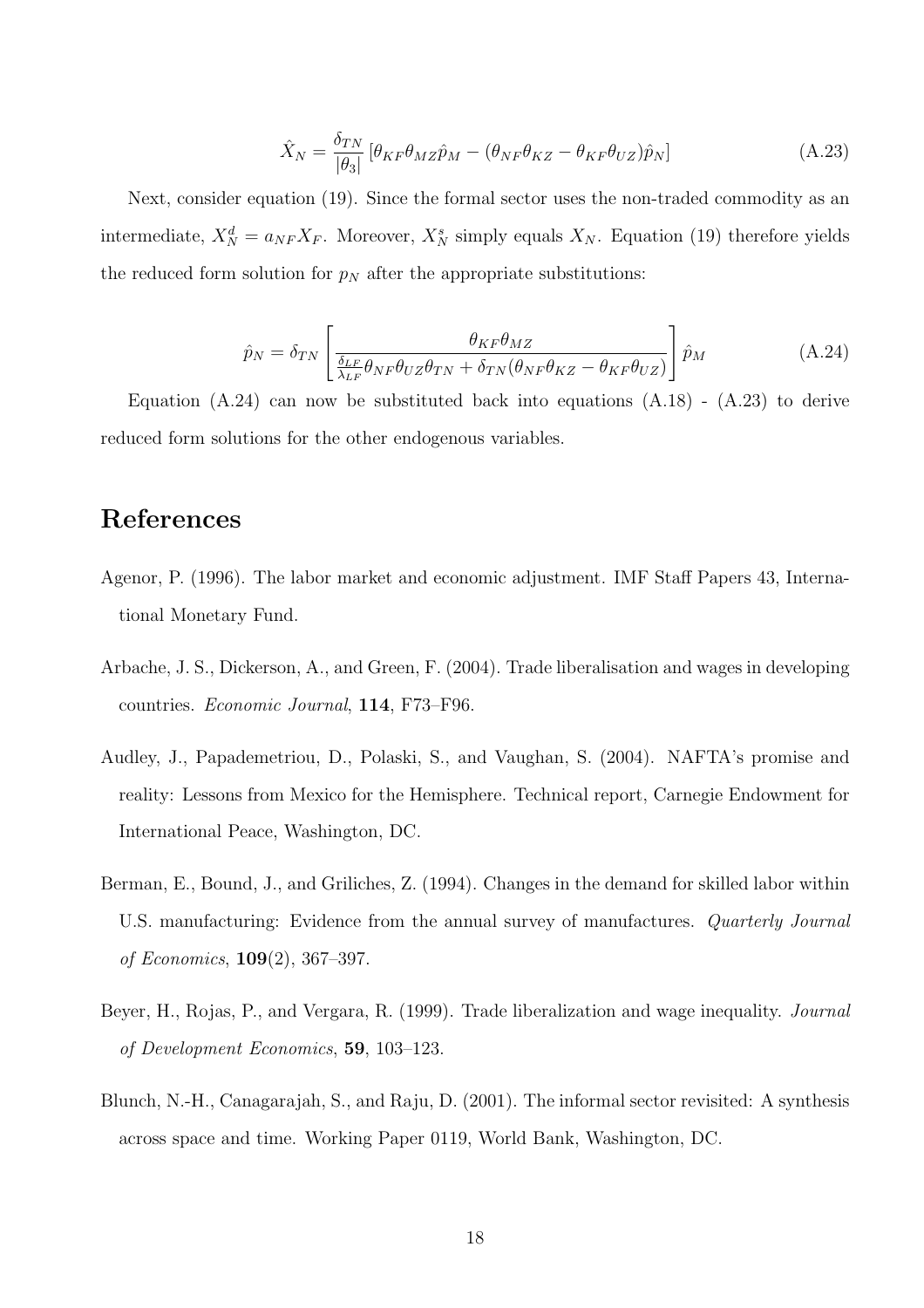$$\hat{X}_N = \frac{\delta_{TN}}{|\theta_3|} \left[ \theta_{KF}\theta_{MZ}\hat{p}_M - (\theta_{NF}\theta_{KZ} - \theta_{KF}\theta_{UZ})\hat{p}_N \right] \tag{A.23}$$

Next, consider equation (19). Since the formal sector uses the non-traded commodity as an intermediate, $X_N^d = a_{NF}X_F$. Moreover, $X_N^s$ simply equals $X_N$. Equation (19) therefore yields the reduced form solution for $p_N$ after the appropriate substitutions:

$$\hat{p}_N = \delta_{TN} \left[ \frac{\theta_{KF}\theta_{MZ}}{\frac{\delta_{LF}}{\lambda_{LF}}\theta_{NF}\theta_{UZ}\theta_{TN} + \delta_{TN}(\theta_{NF}\theta_{KZ} - \theta_{KF}\theta_{UZ})} \right] \hat{p}_M \tag{A.24}$$

Equation (A.24) can now be substituted back into equations (A.18) - (A.23) to derive reduced form solutions for the other endogenous variables.

# References

Agenor, P. (1996). The labor market and economic adjustment. IMF Staff Papers 43, International Monetary Fund.

Arbache, J. S., Dickerson, A., and Green, F. (2004). Trade liberalisation and wages in developing countries. *Economic Journal*, **114**, F73–F96.

Audley, J., Papademetriou, D., Polaski, S., and Vaughan, S. (2004). NAFTA's promise and reality: Lessons from Mexico for the Hemisphere. Technical report, Carnegie Endowment for International Peace, Washington, DC.

Berman, E., Bound, J., and Griliches, Z. (1994). Changes in the demand for skilled labor within U.S. manufacturing: Evidence from the annual survey of manufactures. *Quarterly Journal of Economics*, **109**(2), 367–397.

Beyer, H., Rojas, P., and Vergara, R. (1999). Trade liberalization and wage inequality. *Journal of Development Economics*, **59**, 103–123.

Blunch, N.-H., Canagarajah, S., and Raju, D. (2001). The informal sector revisited: A synthesis across space and time. Working Paper 0119, World Bank, Washington, DC.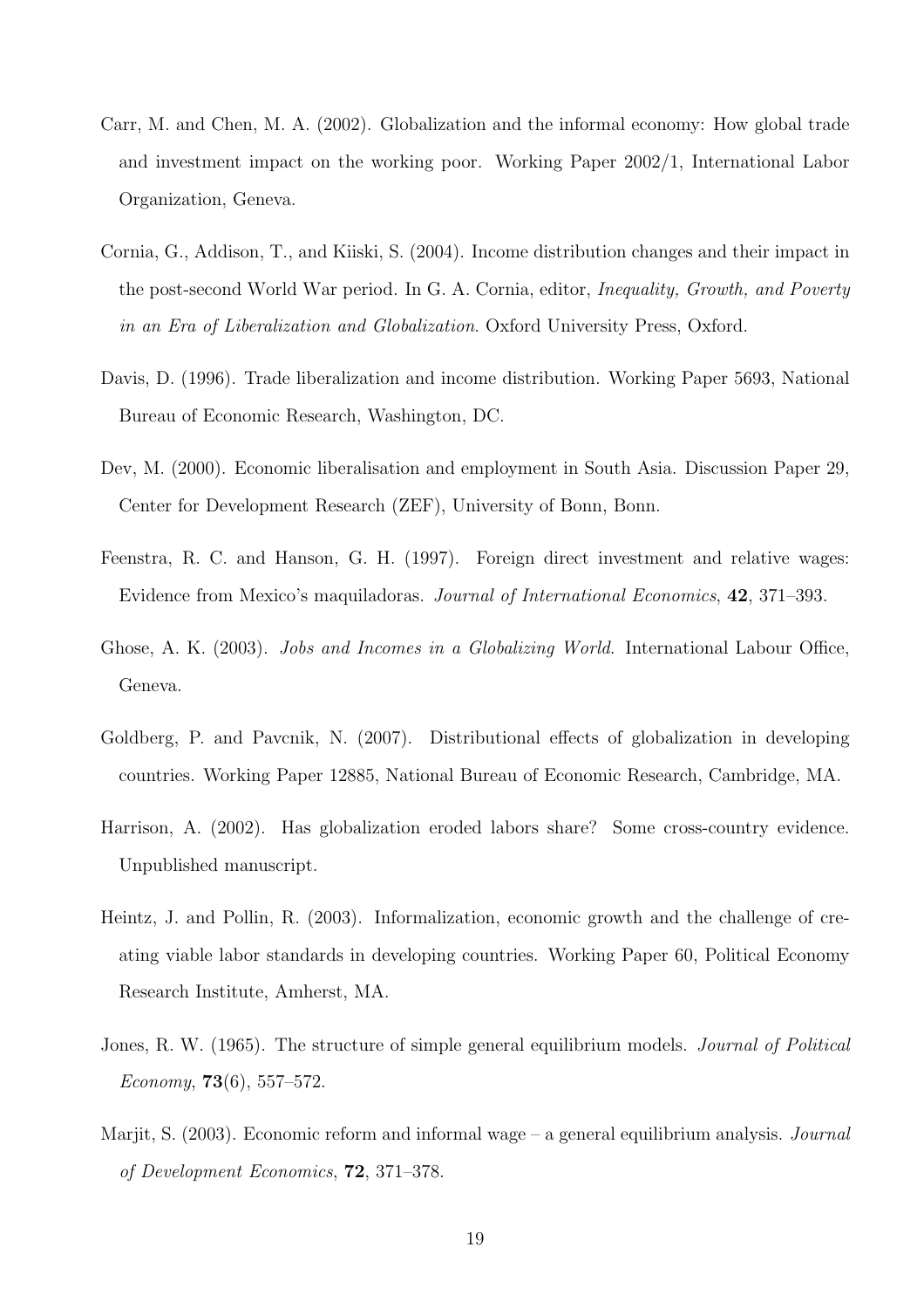Carr, M. and Chen, M. A. (2002). Globalization and the informal economy: How global trade and investment impact on the working poor. Working Paper 2002/1, International Labor Organization, Geneva.

Cornia, G., Addison, T., and Kiiski, S. (2004). Income distribution changes and their impact in the post-second World War period. In G. A. Cornia, editor, *Inequality, Growth, and Poverty in an Era of Liberalization and Globalization*. Oxford University Press, Oxford.

Davis, D. (1996). Trade liberalization and income distribution. Working Paper 5693, National Bureau of Economic Research, Washington, DC.

Dev, M. (2000). Economic liberalisation and employment in South Asia. Discussion Paper 29, Center for Development Research (ZEF), University of Bonn, Bonn.

Feenstra, R. C. and Hanson, G. H. (1997). Foreign direct investment and relative wages: Evidence from Mexico's maquiladoras. *Journal of International Economics*, **42**, 371–393.

Ghose, A. K. (2003). *Jobs and Incomes in a Globalizing World*. International Labour Office, Geneva.

Goldberg, P. and Pavcnik, N. (2007). Distributional effects of globalization in developing countries. Working Paper 12885, National Bureau of Economic Research, Cambridge, MA.

Harrison, A. (2002). Has globalization eroded labors share? Some cross-country evidence. Unpublished manuscript.

Heintz, J. and Pollin, R. (2003). Informalization, economic growth and the challenge of creating viable labor standards in developing countries. Working Paper 60, Political Economy Research Institute, Amherst, MA.

Jones, R. W. (1965). The structure of simple general equilibrium models. *Journal of Political Economy*, **73**(6), 557–572.

Marjit, S. (2003). Economic reform and informal wage – a general equilibrium analysis. *Journal of Development Economics*, **72**, 371–378.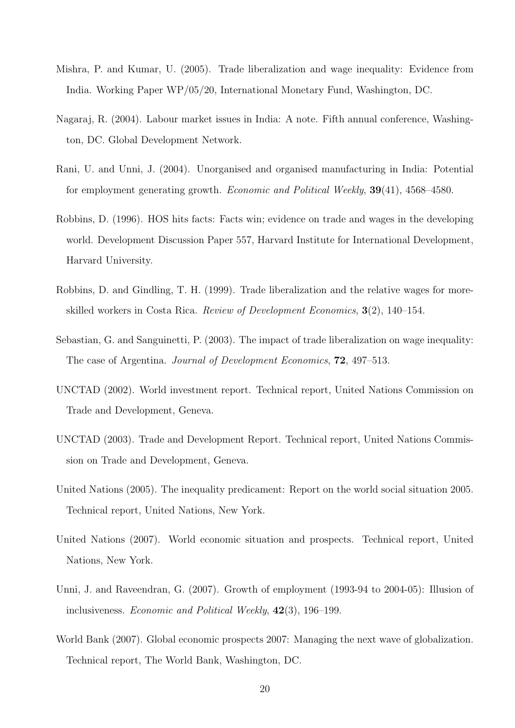Mishra, P. and Kumar, U. (2005). Trade liberalization and wage inequality: Evidence from India. Working Paper WP/05/20, International Monetary Fund, Washington, DC.

Nagaraj, R. (2004). Labour market issues in India: A note. Fifth annual conference, Washington, DC. Global Development Network.

Rani, U. and Unni, J. (2004). Unorganised and organised manufacturing in India: Potential for employment generating growth. *Economic and Political Weekly*, **39**(41), 4568–4580.

Robbins, D. (1996). HOS hits facts: Facts win; evidence on trade and wages in the developing world. Development Discussion Paper 557, Harvard Institute for International Development, Harvard University.

Robbins, D. and Gindling, T. H. (1999). Trade liberalization and the relative wages for more-skilled workers in Costa Rica. *Review of Development Economics*, **3**(2), 140–154.

Sebastian, G. and Sanguinetti, P. (2003). The impact of trade liberalization on wage inequality: The case of Argentina. *Journal of Development Economics*, **72**, 497–513.

UNCTAD (2002). World investment report. Technical report, United Nations Commission on Trade and Development, Geneva.

UNCTAD (2003). Trade and Development Report. Technical report, United Nations Commission on Trade and Development, Geneva.

United Nations (2005). The inequality predicament: Report on the world social situation 2005. Technical report, United Nations, New York.

United Nations (2007). World economic situation and prospects. Technical report, United Nations, New York.

Unni, J. and Raveendran, G. (2007). Growth of employment (1993-94 to 2004-05): Illusion of inclusiveness. *Economic and Political Weekly*, **42**(3), 196–199.

World Bank (2007). Global economic prospects 2007: Managing the next wave of globalization. Technical report, The World Bank, Washington, DC.